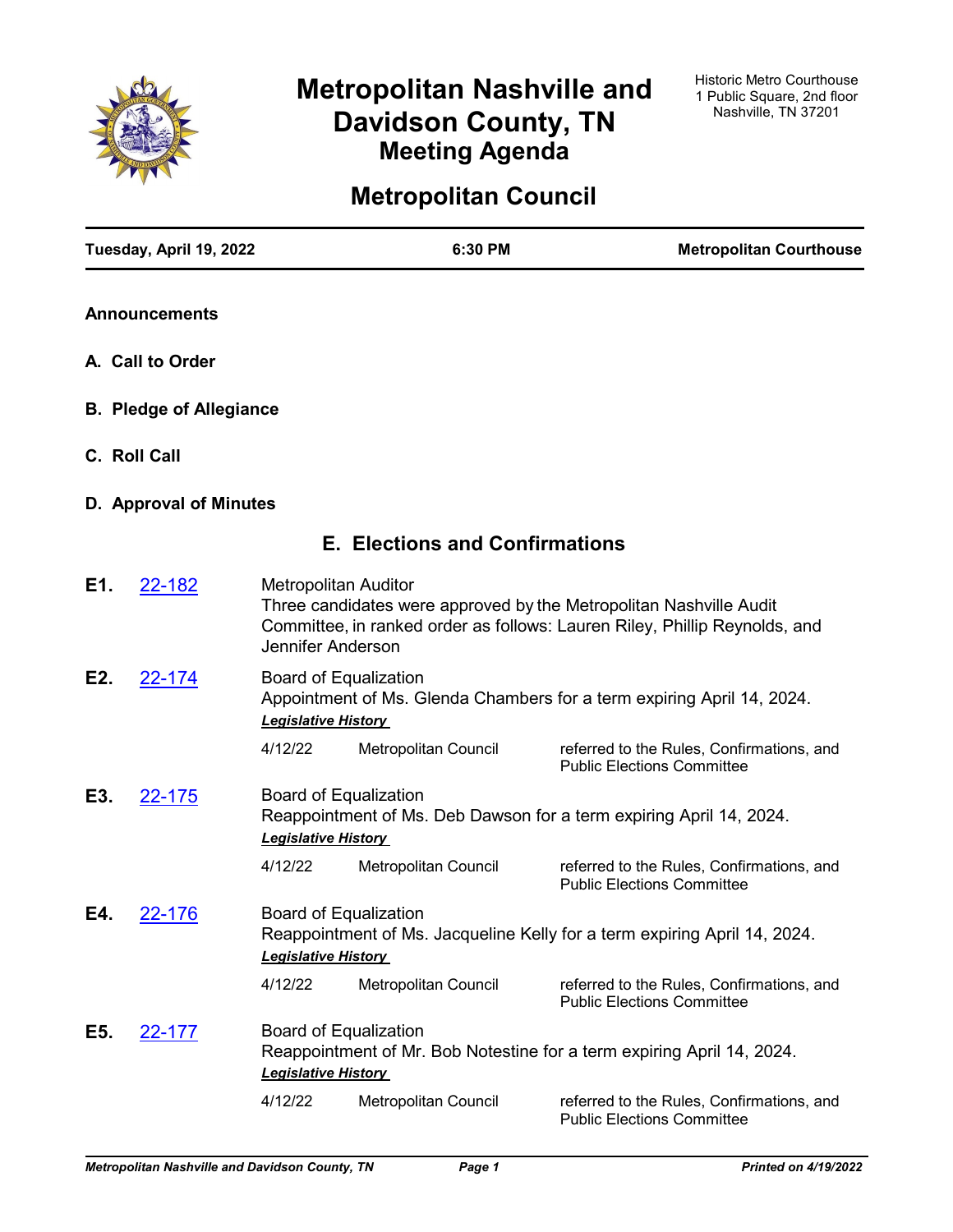# Metropolitan Nashville and Davidson County, TN
## Meeting Agenda

Historic Metro Courthouse
1 Public Square, 2nd floor
Nashville, TN 37201

# Metropolitan Council

| Tuesday, April 19, 2022 | 6:30 PM | Metropolitan Courthouse |
|---|---|---|

**Announcements**

**A. Call to Order**

**B. Pledge of Allegiance**

**C. Roll Call**

**D. Approval of Minutes**

## E. Elections and Confirmations

**E1.** 22-182

Metropolitan Auditor
Three candidates were approved by the Metropolitan Nashville Audit Committee, in ranked order as follows: Lauren Riley, Phillip Reynolds, and Jennifer Anderson

**E2.** 22-174

Board of Equalization
Appointment of Ms. Glenda Chambers for a term expiring April 14, 2024.

***Legislative History***

| | | |
|---|---|---|
| 4/12/22 | Metropolitan Council | referred to the Rules, Confirmations, and Public Elections Committee |

**E3.** 22-175

Board of Equalization
Reappointment of Ms. Deb Dawson for a term expiring April 14, 2024.

***Legislative History***

| | | |
|---|---|---|
| 4/12/22 | Metropolitan Council | referred to the Rules, Confirmations, and Public Elections Committee |

**E4.** 22-176

Board of Equalization
Reappointment of Ms. Jacqueline Kelly for a term expiring April 14, 2024.

***Legislative History***

| | | |
|---|---|---|
| 4/12/22 | Metropolitan Council | referred to the Rules, Confirmations, and Public Elections Committee |

**E5.** 22-177

Board of Equalization
Reappointment of Mr. Bob Notestine for a term expiring April 14, 2024.

***Legislative History***

| | | |
|---|---|---|
| 4/12/22 | Metropolitan Council | referred to the Rules, Confirmations, and Public Elections Committee |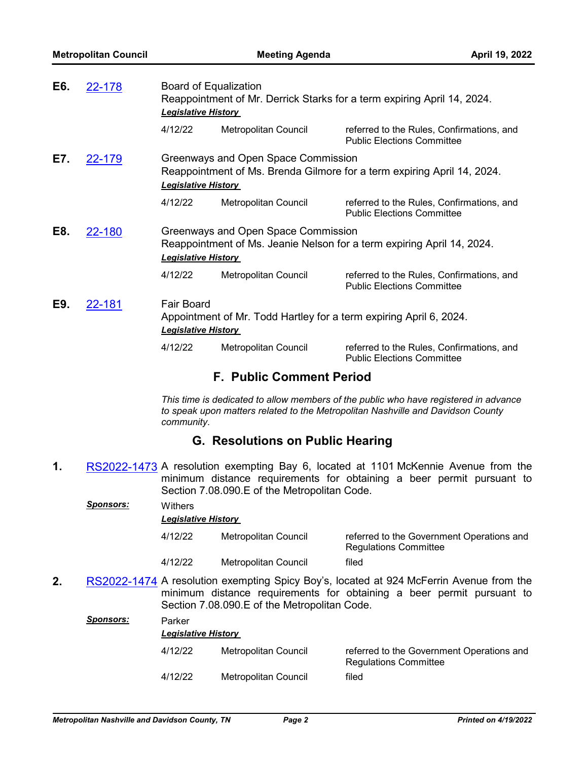**E6.** 22-178 Board of Equalization
Reappointment of Mr. Derrick Starks for a term expiring April 14, 2024.

***Legislative History***

| | | |
|---|---|---|
| 4/12/22 | Metropolitan Council | referred to the Rules, Confirmations, and Public Elections Committee |

**E7.** 22-179 Greenways and Open Space Commission
Reappointment of Ms. Brenda Gilmore for a term expiring April 14, 2024.

***Legislative History***

| | | |
|---|---|---|
| 4/12/22 | Metropolitan Council | referred to the Rules, Confirmations, and Public Elections Committee |

**E8.** 22-180 Greenways and Open Space Commission
Reappointment of Ms. Jeanie Nelson for a term expiring April 14, 2024.

***Legislative History***

| | | |
|---|---|---|
| 4/12/22 | Metropolitan Council | referred to the Rules, Confirmations, and Public Elections Committee |

**E9.** 22-181 Fair Board
Appointment of Mr. Todd Hartley for a term expiring April 6, 2024.

***Legislative History***

| | | |
|---|---|---|
| 4/12/22 | Metropolitan Council | referred to the Rules, Confirmations, and Public Elections Committee |

## F. Public Comment Period

*This time is dedicated to allow members of the public who have registered in advance to speak upon matters related to the Metropolitan Nashville and Davidson County community.*

## G. Resolutions on Public Hearing

**1.** RS2022-1473 A resolution exempting Bay 6, located at 1101 McKennie Avenue from the minimum distance requirements for obtaining a beer permit pursuant to Section 7.08.090.E of the Metropolitan Code.

***Sponsors:*** Withers

***Legislative History***

| | | |
|---|---|---|
| 4/12/22 | Metropolitan Council | referred to the Government Operations and Regulations Committee |
| 4/12/22 | Metropolitan Council | filed |

**2.** RS2022-1474 A resolution exempting Spicy Boy's, located at 924 McFerrin Avenue from the minimum distance requirements for obtaining a beer permit pursuant to Section 7.08.090.E of the Metropolitan Code.

***Sponsors:*** Parker

***Legislative History***

| | | |
|---|---|---|
| 4/12/22 | Metropolitan Council | referred to the Government Operations and Regulations Committee |
| 4/12/22 | Metropolitan Council | filed |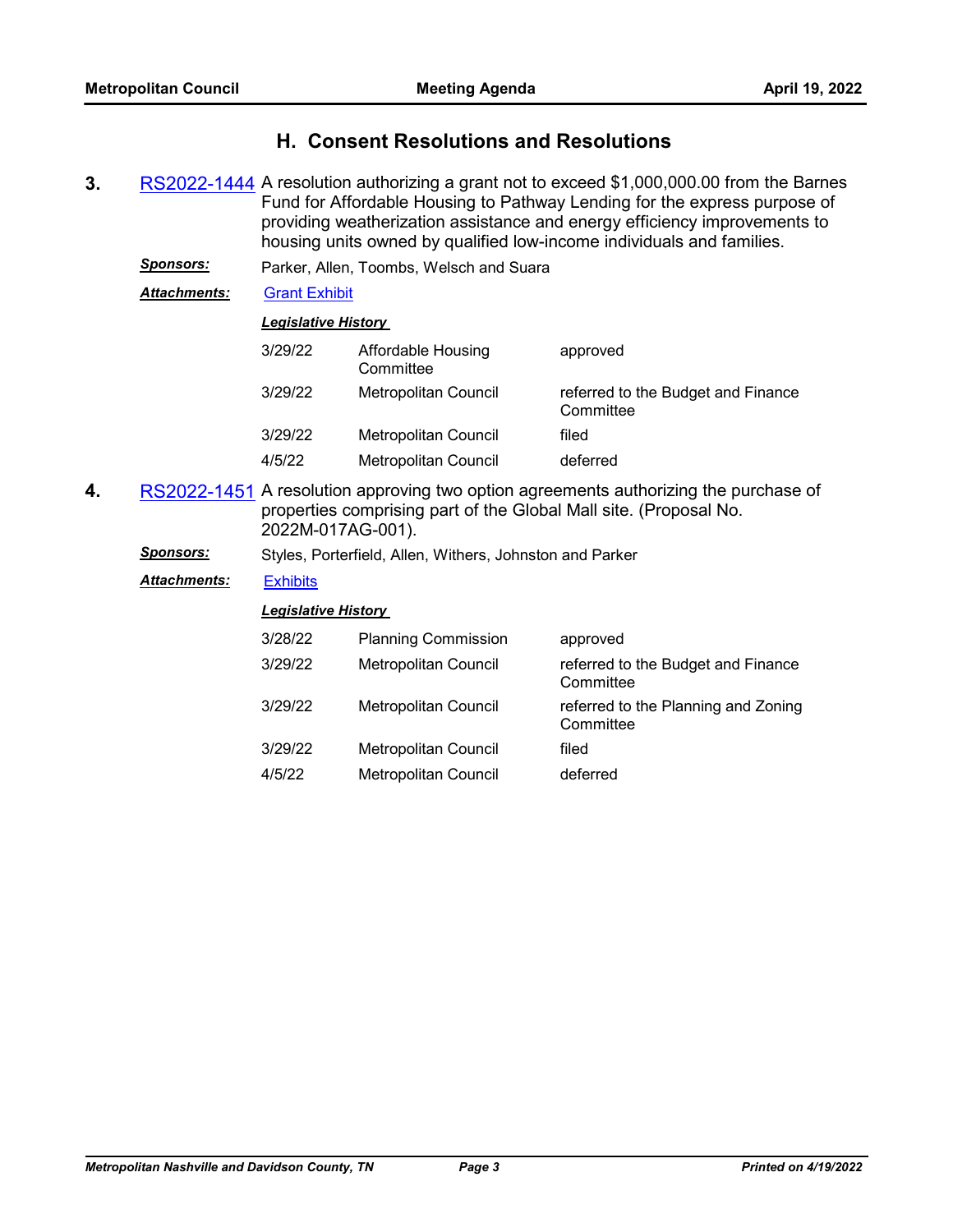## H. Consent Resolutions and Resolutions

**3.** RS2022-1444 A resolution authorizing a grant not to exceed $1,000,000.00 from the Barnes Fund for Affordable Housing to Pathway Lending for the express purpose of providing weatherization assistance and energy efficiency improvements to housing units owned by qualified low-income individuals and families.

***Sponsors:*** Parker, Allen, Toombs, Welsch and Suara

***Attachments:*** Grant Exhibit

***Legislative History***

| | | |
|---|---|---|
| 3/29/22 | Affordable Housing Committee | approved |
| 3/29/22 | Metropolitan Council | referred to the Budget and Finance Committee |
| 3/29/22 | Metropolitan Council | filed |
| 4/5/22 | Metropolitan Council | deferred |

**4.** RS2022-1451 A resolution approving two option agreements authorizing the purchase of properties comprising part of the Global Mall site. (Proposal No. 2022M-017AG-001).

***Sponsors:*** Styles, Porterfield, Allen, Withers, Johnston and Parker

***Attachments:*** Exhibits

***Legislative History***

| | | |
|---|---|---|
| 3/28/22 | Planning Commission | approved |
| 3/29/22 | Metropolitan Council | referred to the Budget and Finance Committee |
| 3/29/22 | Metropolitan Council | referred to the Planning and Zoning Committee |
| 3/29/22 | Metropolitan Council | filed |
| 4/5/22 | Metropolitan Council | deferred |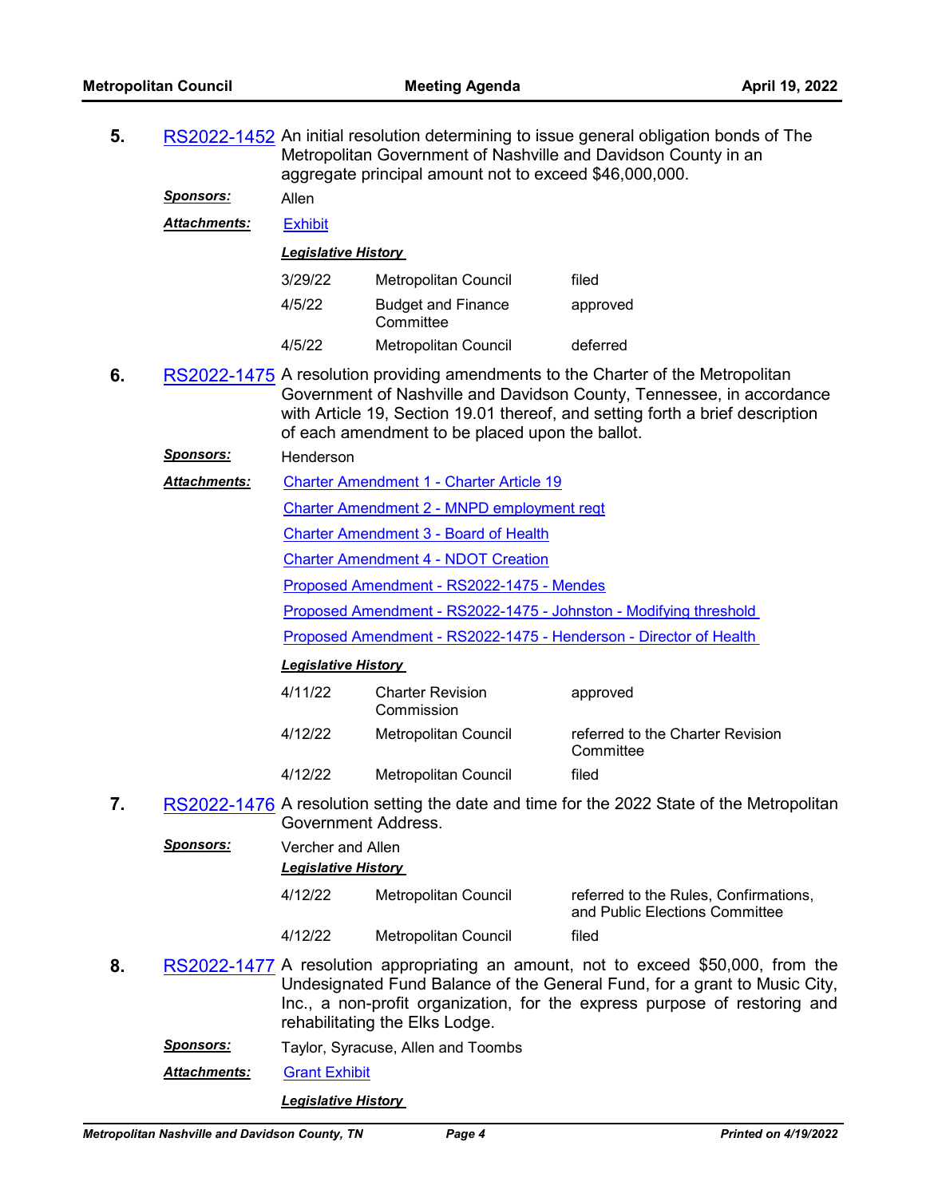**5.** RS2022-1452 An initial resolution determining to issue general obligation bonds of The Metropolitan Government of Nashville and Davidson County in an aggregate principal amount not to exceed $46,000,000.

***Sponsors:*** Allen

***Attachments:*** Exhibit

***Legislative History***

| | | |
|---|---|---|
| 3/29/22 | Metropolitan Council | filed |
| 4/5/22 | Budget and Finance Committee | approved |
| 4/5/22 | Metropolitan Council | deferred |

**6.** RS2022-1475 A resolution providing amendments to the Charter of the Metropolitan Government of Nashville and Davidson County, Tennessee, in accordance with Article 19, Section 19.01 thereof, and setting forth a brief description of each amendment to be placed upon the ballot.

***Sponsors:*** Henderson

***Attachments:***
Charter Amendment 1 - Charter Article 19
Charter Amendment 2 - MNPD employment reqt
Charter Amendment 3 - Board of Health
Charter Amendment 4 - NDOT Creation
Proposed Amendment - RS2022-1475 - Mendes
Proposed Amendment - RS2022-1475 - Johnston - Modifying threshold
Proposed Amendment - RS2022-1475 - Henderson - Director of Health

***Legislative History***

| | | |
|---|---|---|
| 4/11/22 | Charter Revision Commission | approved |
| 4/12/22 | Metropolitan Council | referred to the Charter Revision Committee |
| 4/12/22 | Metropolitan Council | filed |

**7.** RS2022-1476 A resolution setting the date and time for the 2022 State of the Metropolitan Government Address.

***Sponsors:*** Vercher and Allen

***Legislative History***

| | | |
|---|---|---|
| 4/12/22 | Metropolitan Council | referred to the Rules, Confirmations, and Public Elections Committee |
| 4/12/22 | Metropolitan Council | filed |

**8.** RS2022-1477 A resolution appropriating an amount, not to exceed $50,000, from the Undesignated Fund Balance of the General Fund, for a grant to Music City, Inc., a non-profit organization, for the express purpose of restoring and rehabilitating the Elks Lodge.

***Sponsors:*** Taylor, Syracuse, Allen and Toombs

***Attachments:*** Grant Exhibit

***Legislative History***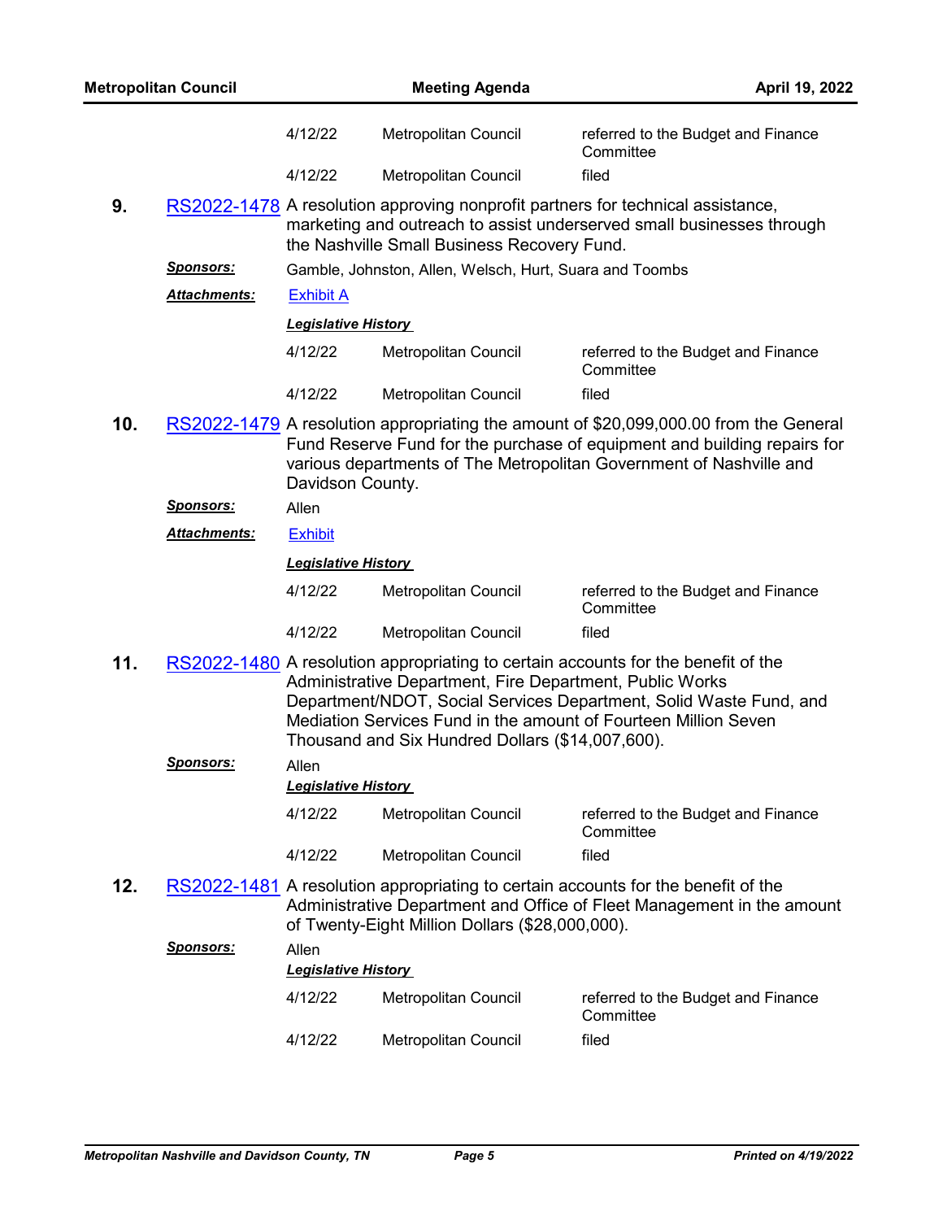| | | |
|---|---|---|
| 4/12/22 | Metropolitan Council | referred to the Budget and Finance Committee |
| 4/12/22 | Metropolitan Council | filed |

**9.** RS2022-1478 A resolution approving nonprofit partners for technical assistance, marketing and outreach to assist underserved small businesses through the Nashville Small Business Recovery Fund.

***Sponsors:*** Gamble, Johnston, Allen, Welsch, Hurt, Suara and Toombs

***Attachments:*** Exhibit A

***Legislative History***

| | | |
|---|---|---|
| 4/12/22 | Metropolitan Council | referred to the Budget and Finance Committee |
| 4/12/22 | Metropolitan Council | filed |

**10.** RS2022-1479 A resolution appropriating the amount of $20,099,000.00 from the General Fund Reserve Fund for the purchase of equipment and building repairs for various departments of The Metropolitan Government of Nashville and Davidson County.

***Sponsors:*** Allen

***Attachments:*** Exhibit

***Legislative History***

| | | |
|---|---|---|
| 4/12/22 | Metropolitan Council | referred to the Budget and Finance Committee |
| 4/12/22 | Metropolitan Council | filed |

**11.** RS2022-1480 A resolution appropriating to certain accounts for the benefit of the Administrative Department, Fire Department, Public Works Department/NDOT, Social Services Department, Solid Waste Fund, and Mediation Services Fund in the amount of Fourteen Million Seven Thousand and Six Hundred Dollars ($14,007,600).

***Sponsors:*** Allen

***Legislative History***

| | | |
|---|---|---|
| 4/12/22 | Metropolitan Council | referred to the Budget and Finance Committee |
| 4/12/22 | Metropolitan Council | filed |

**12.** RS2022-1481 A resolution appropriating to certain accounts for the benefit of the Administrative Department and Office of Fleet Management in the amount of Twenty-Eight Million Dollars ($28,000,000).

***Sponsors:*** Allen

***Legislative History***

| | | |
|---|---|---|
| 4/12/22 | Metropolitan Council | referred to the Budget and Finance Committee |
| 4/12/22 | Metropolitan Council | filed |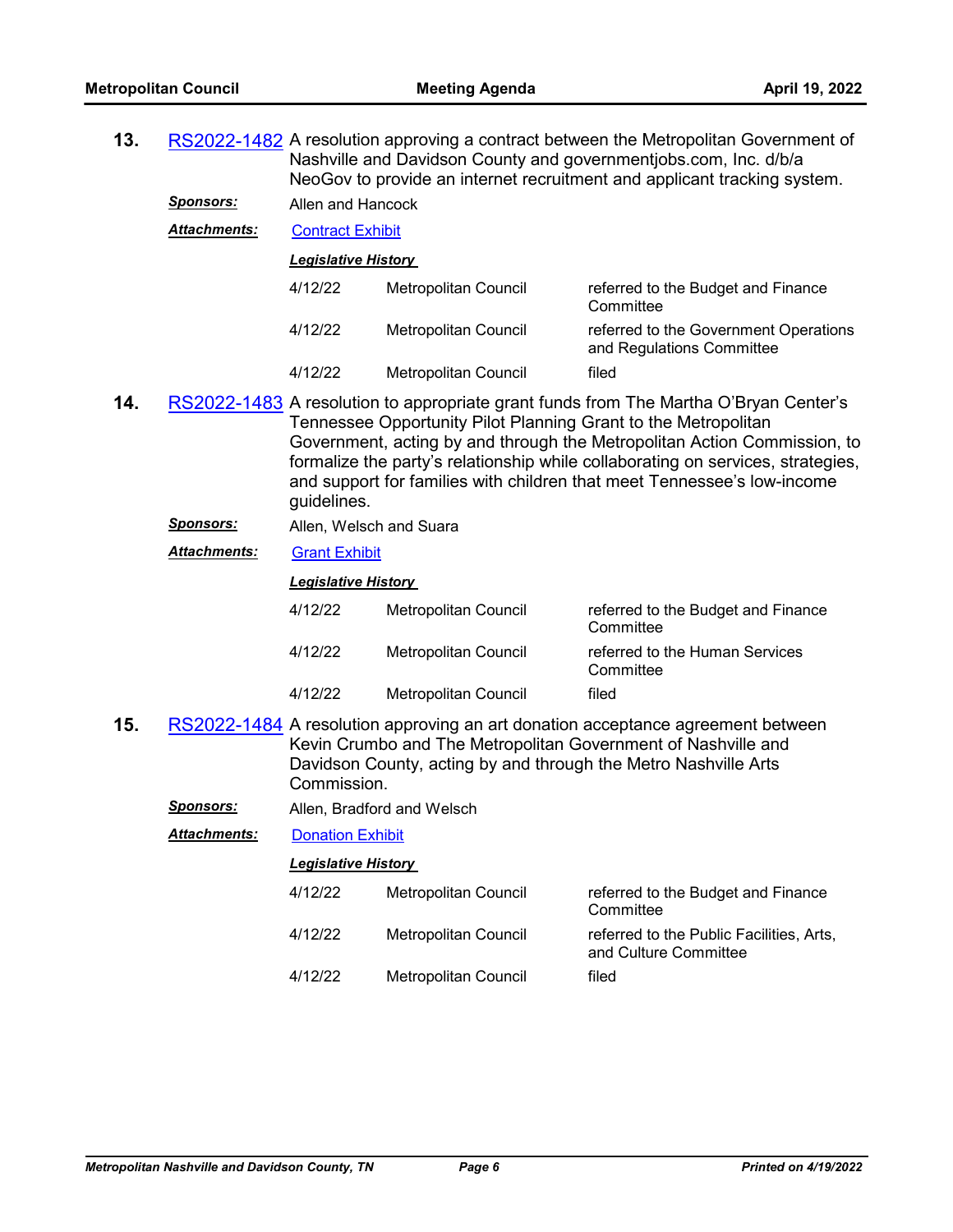**13.** RS2022-1482 A resolution approving a contract between the Metropolitan Government of Nashville and Davidson County and governmentjobs.com, Inc. d/b/a NeoGov to provide an internet recruitment and applicant tracking system.

***Sponsors:*** Allen and Hancock

***Attachments:*** Contract Exhibit

***Legislative History***

| | | |
|---|---|---|
| 4/12/22 | Metropolitan Council | referred to the Budget and Finance Committee |
| 4/12/22 | Metropolitan Council | referred to the Government Operations and Regulations Committee |
| 4/12/22 | Metropolitan Council | filed |

**14.** RS2022-1483 A resolution to appropriate grant funds from The Martha O'Bryan Center's Tennessee Opportunity Pilot Planning Grant to the Metropolitan Government, acting by and through the Metropolitan Action Commission, to formalize the party's relationship while collaborating on services, strategies, and support for families with children that meet Tennessee's low-income guidelines.

***Sponsors:*** Allen, Welsch and Suara

***Attachments:*** Grant Exhibit

***Legislative History***

| | | |
|---|---|---|
| 4/12/22 | Metropolitan Council | referred to the Budget and Finance Committee |
| 4/12/22 | Metropolitan Council | referred to the Human Services Committee |
| 4/12/22 | Metropolitan Council | filed |

**15.** RS2022-1484 A resolution approving an art donation acceptance agreement between Kevin Crumbo and The Metropolitan Government of Nashville and Davidson County, acting by and through the Metro Nashville Arts Commission.

***Sponsors:*** Allen, Bradford and Welsch

***Attachments:*** Donation Exhibit

***Legislative History***

| | | |
|---|---|---|
| 4/12/22 | Metropolitan Council | referred to the Budget and Finance Committee |
| 4/12/22 | Metropolitan Council | referred to the Public Facilities, Arts, and Culture Committee |
| 4/12/22 | Metropolitan Council | filed |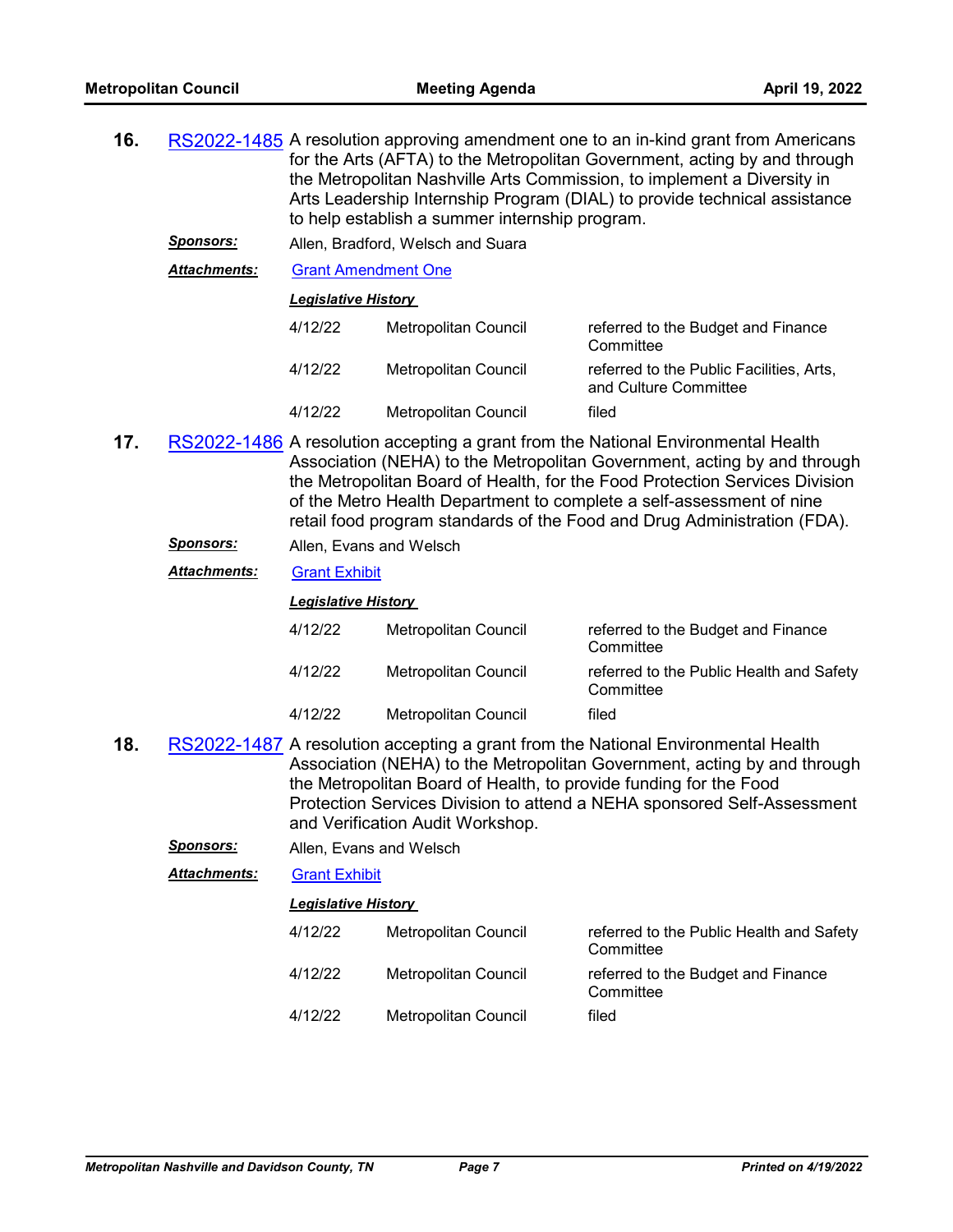**16.** RS2022-1485 A resolution approving amendment one to an in-kind grant from Americans for the Arts (AFTA) to the Metropolitan Government, acting by and through the Metropolitan Nashville Arts Commission, to implement a Diversity in Arts Leadership Internship Program (DIAL) to provide technical assistance to help establish a summer internship program.

***Sponsors:*** Allen, Bradford, Welsch and Suara

***Attachments:*** Grant Amendment One

***Legislative History***

| | | |
|---|---|---|
| 4/12/22 | Metropolitan Council | referred to the Budget and Finance Committee |
| 4/12/22 | Metropolitan Council | referred to the Public Facilities, Arts, and Culture Committee |
| 4/12/22 | Metropolitan Council | filed |

**17.** RS2022-1486 A resolution accepting a grant from the National Environmental Health Association (NEHA) to the Metropolitan Government, acting by and through the Metropolitan Board of Health, for the Food Protection Services Division of the Metro Health Department to complete a self-assessment of nine retail food program standards of the Food and Drug Administration (FDA).

***Sponsors:*** Allen, Evans and Welsch

***Attachments:*** Grant Exhibit

***Legislative History***

| | | |
|---|---|---|
| 4/12/22 | Metropolitan Council | referred to the Budget and Finance Committee |
| 4/12/22 | Metropolitan Council | referred to the Public Health and Safety Committee |
| 4/12/22 | Metropolitan Council | filed |

**18.** RS2022-1487 A resolution accepting a grant from the National Environmental Health Association (NEHA) to the Metropolitan Government, acting by and through the Metropolitan Board of Health, to provide funding for the Food Protection Services Division to attend a NEHA sponsored Self-Assessment and Verification Audit Workshop.

***Sponsors:*** Allen, Evans and Welsch

***Attachments:*** Grant Exhibit

***Legislative History***

| | | |
|---|---|---|
| 4/12/22 | Metropolitan Council | referred to the Public Health and Safety Committee |
| 4/12/22 | Metropolitan Council | referred to the Budget and Finance Committee |
| 4/12/22 | Metropolitan Council | filed |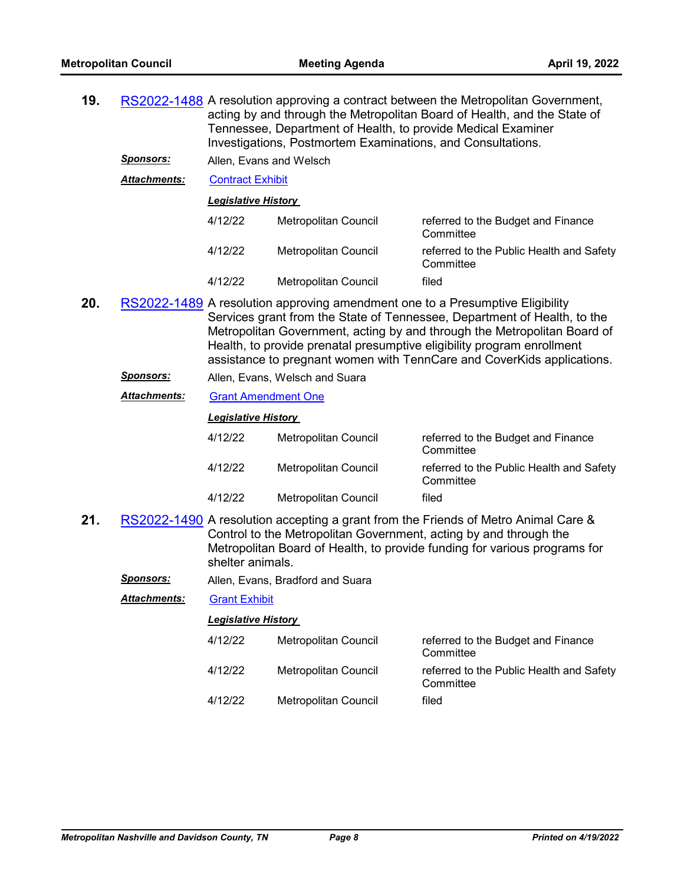**19.** RS2022-1488 A resolution approving a contract between the Metropolitan Government, acting by and through the Metropolitan Board of Health, and the State of Tennessee, Department of Health, to provide Medical Examiner Investigations, Postmortem Examinations, and Consultations.

***Sponsors:*** Allen, Evans and Welsch

***Attachments:*** Contract Exhibit

***Legislative History***

| | | |
|---|---|---|
| 4/12/22 | Metropolitan Council | referred to the Budget and Finance Committee |
| 4/12/22 | Metropolitan Council | referred to the Public Health and Safety Committee |
| 4/12/22 | Metropolitan Council | filed |

**20.** RS2022-1489 A resolution approving amendment one to a Presumptive Eligibility Services grant from the State of Tennessee, Department of Health, to the Metropolitan Government, acting by and through the Metropolitan Board of Health, to provide prenatal presumptive eligibility program enrollment assistance to pregnant women with TennCare and CoverKids applications.

***Sponsors:*** Allen, Evans, Welsch and Suara

***Attachments:*** Grant Amendment One

***Legislative History***

| | | |
|---|---|---|
| 4/12/22 | Metropolitan Council | referred to the Budget and Finance Committee |
| 4/12/22 | Metropolitan Council | referred to the Public Health and Safety Committee |
| 4/12/22 | Metropolitan Council | filed |

**21.** RS2022-1490 A resolution accepting a grant from the Friends of Metro Animal Care & Control to the Metropolitan Government, acting by and through the Metropolitan Board of Health, to provide funding for various programs for shelter animals.

***Sponsors:*** Allen, Evans, Bradford and Suara

***Attachments:*** Grant Exhibit

***Legislative History***

| | | |
|---|---|---|
| 4/12/22 | Metropolitan Council | referred to the Budget and Finance Committee |
| 4/12/22 | Metropolitan Council | referred to the Public Health and Safety Committee |
| 4/12/22 | Metropolitan Council | filed |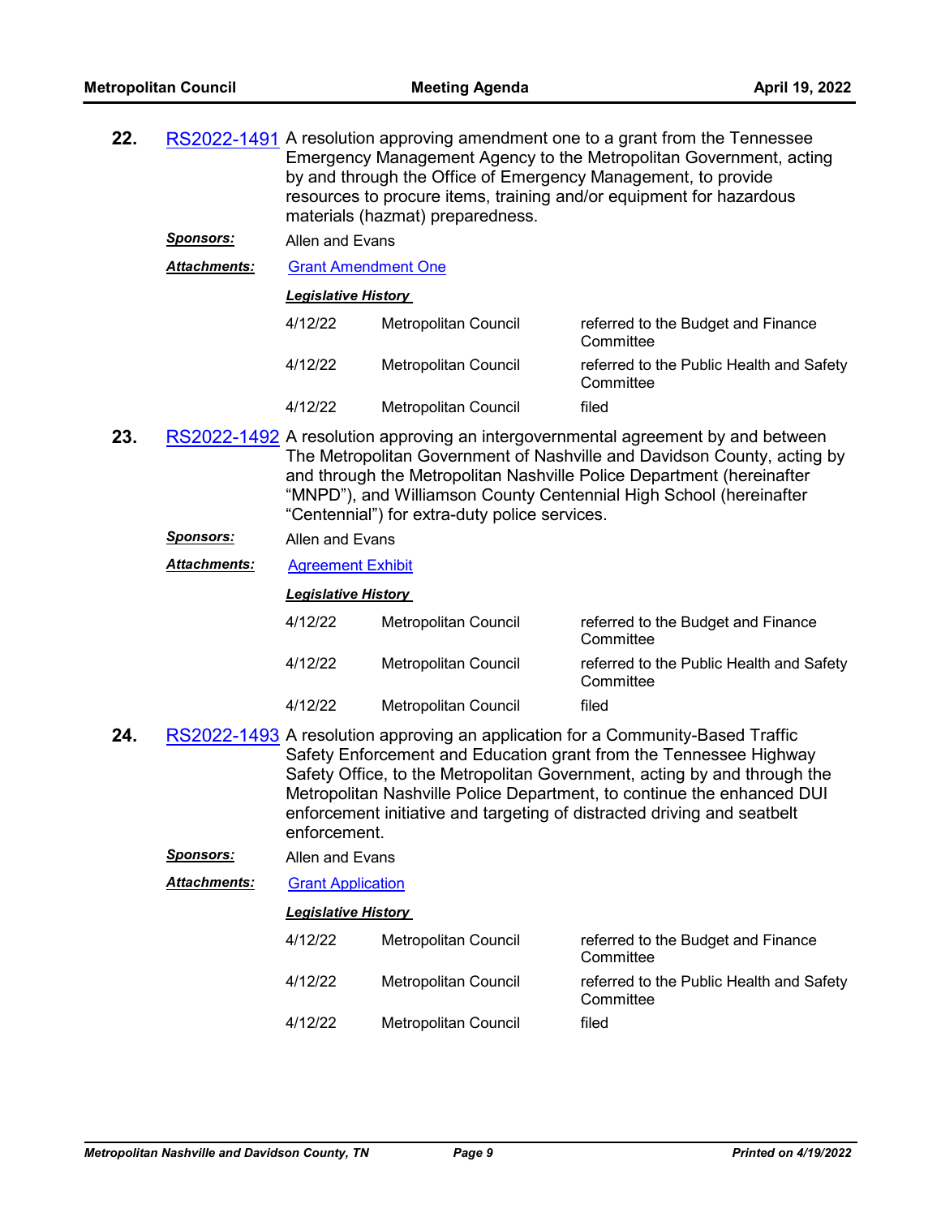**22.** RS2022-1491 A resolution approving amendment one to a grant from the Tennessee Emergency Management Agency to the Metropolitan Government, acting by and through the Office of Emergency Management, to provide resources to procure items, training and/or equipment for hazardous materials (hazmat) preparedness.

***Sponsors:*** Allen and Evans

***Attachments:*** Grant Amendment One

***Legislative History***

| | | |
|---|---|---|
| 4/12/22 | Metropolitan Council | referred to the Budget and Finance Committee |
| 4/12/22 | Metropolitan Council | referred to the Public Health and Safety Committee |
| 4/12/22 | Metropolitan Council | filed |

**23.** RS2022-1492 A resolution approving an intergovernmental agreement by and between The Metropolitan Government of Nashville and Davidson County, acting by and through the Metropolitan Nashville Police Department (hereinafter “MNPD”), and Williamson County Centennial High School (hereinafter “Centennial”) for extra-duty police services.

***Sponsors:*** Allen and Evans

***Attachments:*** Agreement Exhibit

***Legislative History***

| | | |
|---|---|---|
| 4/12/22 | Metropolitan Council | referred to the Budget and Finance Committee |
| 4/12/22 | Metropolitan Council | referred to the Public Health and Safety Committee |
| 4/12/22 | Metropolitan Council | filed |

**24.** RS2022-1493 A resolution approving an application for a Community-Based Traffic Safety Enforcement and Education grant from the Tennessee Highway Safety Office, to the Metropolitan Government, acting by and through the Metropolitan Nashville Police Department, to continue the enhanced DUI enforcement initiative and targeting of distracted driving and seatbelt enforcement.

***Sponsors:*** Allen and Evans

***Attachments:*** Grant Application

***Legislative History***

| | | |
|---|---|---|
| 4/12/22 | Metropolitan Council | referred to the Budget and Finance Committee |
| 4/12/22 | Metropolitan Council | referred to the Public Health and Safety Committee |
| 4/12/22 | Metropolitan Council | filed |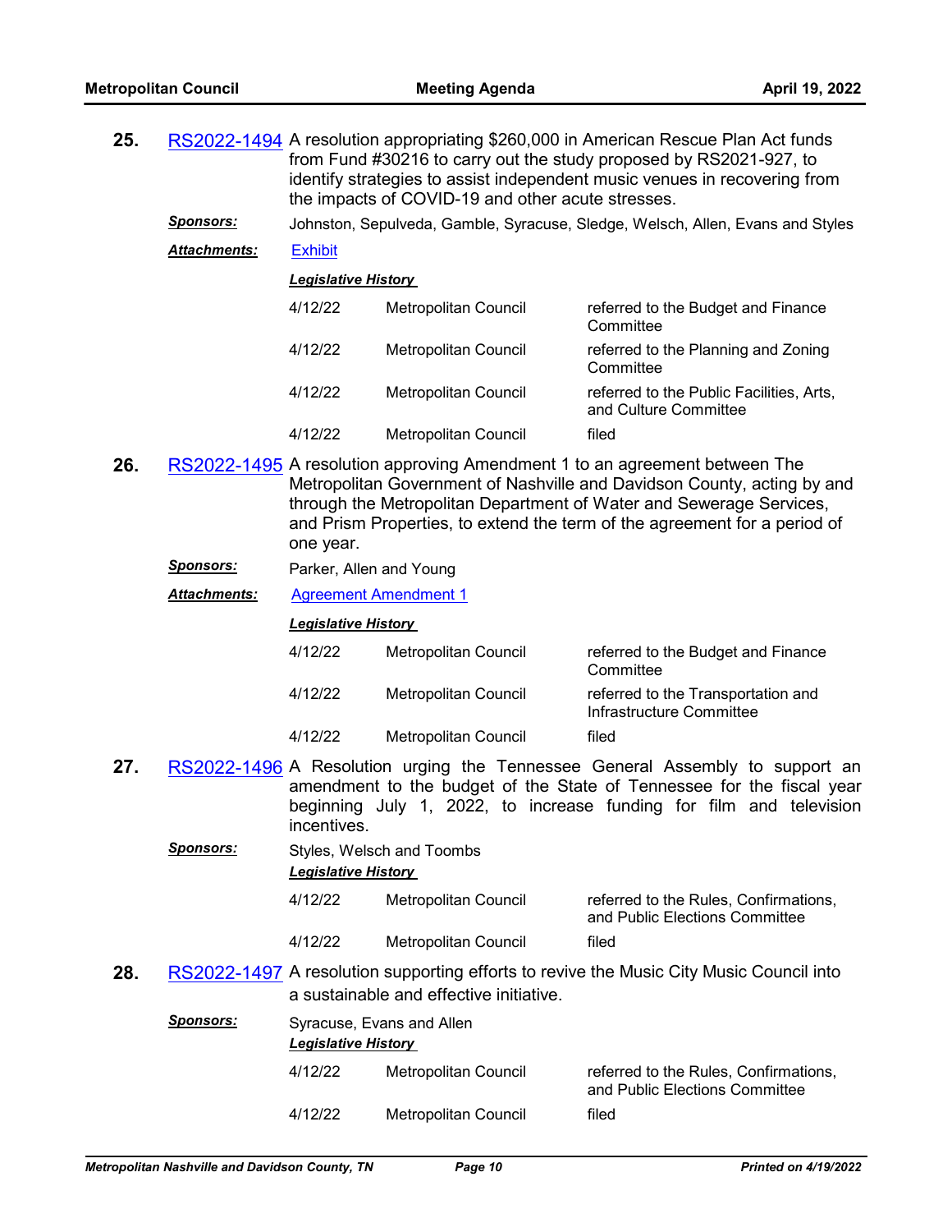**25.** RS2022-1494 A resolution appropriating $260,000 in American Rescue Plan Act funds from Fund #30216 to carry out the study proposed by RS2021-927, to identify strategies to assist independent music venues in recovering from the impacts of COVID-19 and other acute stresses.

***Sponsors:*** Johnston, Sepulveda, Gamble, Syracuse, Sledge, Welsch, Allen, Evans and Styles

***Attachments:*** Exhibit

***Legislative History***

| | | |
|---|---|---|
| 4/12/22 | Metropolitan Council | referred to the Budget and Finance Committee |
| 4/12/22 | Metropolitan Council | referred to the Planning and Zoning Committee |
| 4/12/22 | Metropolitan Council | referred to the Public Facilities, Arts, and Culture Committee |
| 4/12/22 | Metropolitan Council | filed |

**26.** RS2022-1495 A resolution approving Amendment 1 to an agreement between The Metropolitan Government of Nashville and Davidson County, acting by and through the Metropolitan Department of Water and Sewerage Services, and Prism Properties, to extend the term of the agreement for a period of one year.

***Sponsors:*** Parker, Allen and Young

***Attachments:*** Agreement Amendment 1

***Legislative History***

| | | |
|---|---|---|
| 4/12/22 | Metropolitan Council | referred to the Budget and Finance Committee |
| 4/12/22 | Metropolitan Council | referred to the Transportation and Infrastructure Committee |
| 4/12/22 | Metropolitan Council | filed |

**27.** RS2022-1496 A Resolution urging the Tennessee General Assembly to support an amendment to the budget of the State of Tennessee for the fiscal year beginning July 1, 2022, to increase funding for film and television incentives.

***Sponsors:*** Styles, Welsch and Toombs

***Legislative History***

| | | |
|---|---|---|
| 4/12/22 | Metropolitan Council | referred to the Rules, Confirmations, and Public Elections Committee |
| 4/12/22 | Metropolitan Council | filed |

**28.** RS2022-1497 A resolution supporting efforts to revive the Music City Music Council into a sustainable and effective initiative.

***Sponsors:*** Syracuse, Evans and Allen

***Legislative History***

| | | |
|---|---|---|
| 4/12/22 | Metropolitan Council | referred to the Rules, Confirmations, and Public Elections Committee |
| 4/12/22 | Metropolitan Council | filed |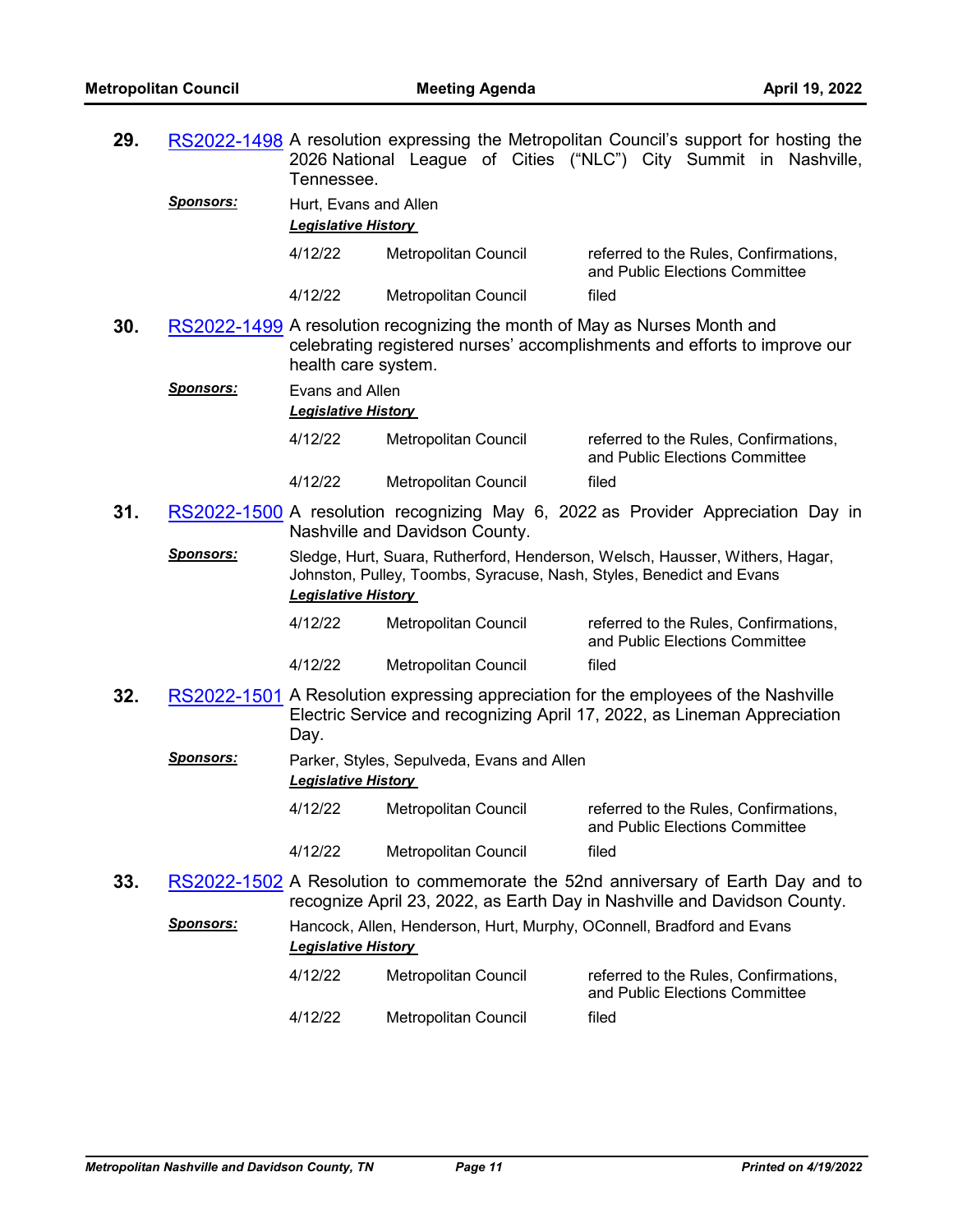**29.** RS2022-1498 A resolution expressing the Metropolitan Council's support for hosting the 2026 National League of Cities ("NLC") City Summit in Nashville, Tennessee.

***Sponsors:*** Hurt, Evans and Allen

***Legislative History***

| | | |
|---|---|---|
| 4/12/22 | Metropolitan Council | referred to the Rules, Confirmations, and Public Elections Committee |
| 4/12/22 | Metropolitan Council | filed |

**30.** RS2022-1499 A resolution recognizing the month of May as Nurses Month and celebrating registered nurses' accomplishments and efforts to improve our health care system.

***Sponsors:*** Evans and Allen

***Legislative History***

| | | |
|---|---|---|
| 4/12/22 | Metropolitan Council | referred to the Rules, Confirmations, and Public Elections Committee |
| 4/12/22 | Metropolitan Council | filed |

**31.** RS2022-1500 A resolution recognizing May 6, 2022 as Provider Appreciation Day in Nashville and Davidson County.

***Sponsors:*** Sledge, Hurt, Suara, Rutherford, Henderson, Welsch, Hausser, Withers, Hagar, Johnston, Pulley, Toombs, Syracuse, Nash, Styles, Benedict and Evans

***Legislative History***

| | | |
|---|---|---|
| 4/12/22 | Metropolitan Council | referred to the Rules, Confirmations, and Public Elections Committee |
| 4/12/22 | Metropolitan Council | filed |

**32.** RS2022-1501 A Resolution expressing appreciation for the employees of the Nashville Electric Service and recognizing April 17, 2022, as Lineman Appreciation Day.

***Sponsors:*** Parker, Styles, Sepulveda, Evans and Allen

***Legislative History***

| | | |
|---|---|---|
| 4/12/22 | Metropolitan Council | referred to the Rules, Confirmations, and Public Elections Committee |
| 4/12/22 | Metropolitan Council | filed |

**33.** RS2022-1502 A Resolution to commemorate the 52nd anniversary of Earth Day and to recognize April 23, 2022, as Earth Day in Nashville and Davidson County.

***Sponsors:*** Hancock, Allen, Henderson, Hurt, Murphy, OConnell, Bradford and Evans

***Legislative History***

| | | |
|---|---|---|
| 4/12/22 | Metropolitan Council | referred to the Rules, Confirmations, and Public Elections Committee |
| 4/12/22 | Metropolitan Council | filed |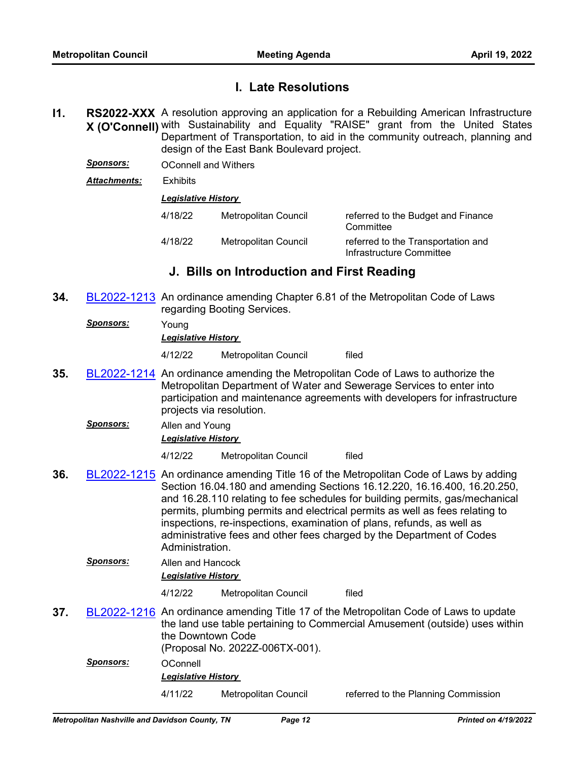## I. Late Resolutions

**I1.** **RS2022-XXXX (O'Connell)** A resolution approving an application for a Rebuilding American Infrastructure with Sustainability and Equality "RAISE" grant from the United States Department of Transportation, to aid in the community outreach, planning and design of the East Bank Boulevard project.

***Sponsors:*** OConnell and Withers

***Attachments:*** Exhibits

***Legislative History***

| | | |
|---|---|---|
| 4/18/22 | Metropolitan Council | referred to the Budget and Finance Committee |
| 4/18/22 | Metropolitan Council | referred to the Transportation and Infrastructure Committee |

## J. Bills on Introduction and First Reading

**34.** BL2022-1213 An ordinance amending Chapter 6.81 of the Metropolitan Code of Laws regarding Booting Services.

***Sponsors:*** Young

***Legislative History***

| | | |
|---|---|---|
| 4/12/22 | Metropolitan Council | filed |

**35.** BL2022-1214 An ordinance amending the Metropolitan Code of Laws to authorize the Metropolitan Department of Water and Sewerage Services to enter into participation and maintenance agreements with developers for infrastructure projects via resolution.

***Sponsors:*** Allen and Young

***Legislative History***

| | | |
|---|---|---|
| 4/12/22 | Metropolitan Council | filed |

**36.** BL2022-1215 An ordinance amending Title 16 of the Metropolitan Code of Laws by adding Section 16.04.180 and amending Sections 16.12.220, 16.16.400, 16.20.250, and 16.28.110 relating to fee schedules for building permits, gas/mechanical permits, plumbing permits and electrical permits as well as fees relating to inspections, re-inspections, examination of plans, refunds, as well as administrative fees and other fees charged by the Department of Codes Administration.

***Sponsors:*** Allen and Hancock

***Legislative History***

| | | |
|---|---|---|
| 4/12/22 | Metropolitan Council | filed |

**37.** BL2022-1216 An ordinance amending Title 17 of the Metropolitan Code of Laws to update the land use table pertaining to Commercial Amusement (outside) uses within the Downtown Code
(Proposal No. 2022Z-006TX-001).

***Sponsors:*** OConnell

***Legislative History***

| | | |
|---|---|---|
| 4/11/22 | Metropolitan Council | referred to the Planning Commission |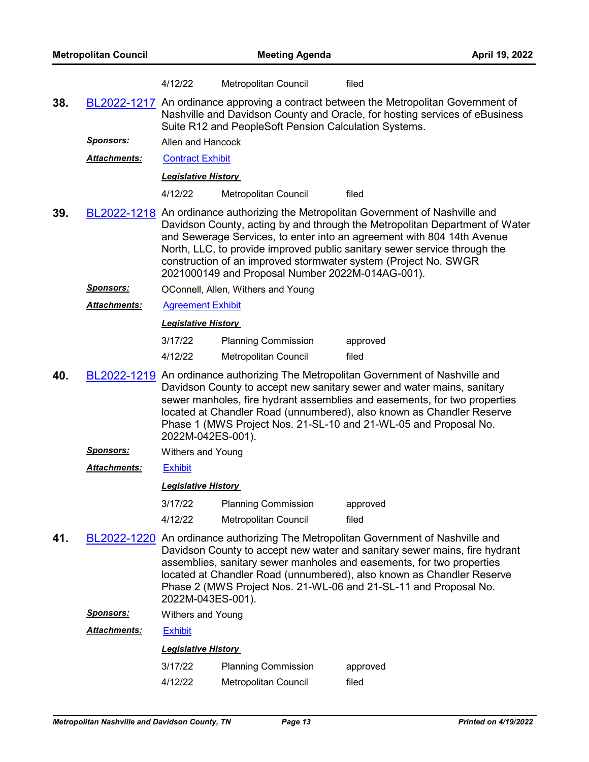| | | |
|---|---|---|
| 4/12/22 | Metropolitan Council | filed |

**38.** BL2022-1217 An ordinance approving a contract between the Metropolitan Government of Nashville and Davidson County and Oracle, for hosting services of eBusiness Suite R12 and PeopleSoft Pension Calculation Systems.

***Sponsors:*** Allen and Hancock

***Attachments:*** Contract Exhibit

***Legislative History***

| | | |
|---|---|---|
| 4/12/22 | Metropolitan Council | filed |

**39.** BL2022-1218 An ordinance authorizing the Metropolitan Government of Nashville and Davidson County, acting by and through the Metropolitan Department of Water and Sewerage Services, to enter into an agreement with 804 14th Avenue North, LLC, to provide improved public sanitary sewer service through the construction of an improved stormwater system (Project No. SWGR 2021000149 and Proposal Number 2022M-014AG-001).

***Sponsors:*** OConnell, Allen, Withers and Young

***Attachments:*** Agreement Exhibit

***Legislative History***

| | | |
|---|---|---|
| 3/17/22 | Planning Commission | approved |
| 4/12/22 | Metropolitan Council | filed |

**40.** BL2022-1219 An ordinance authorizing The Metropolitan Government of Nashville and Davidson County to accept new sanitary sewer and water mains, sanitary sewer manholes, fire hydrant assemblies and easements, for two properties located at Chandler Road (unnumbered), also known as Chandler Reserve Phase 1 (MWS Project Nos. 21-SL-10 and 21-WL-05 and Proposal No. 2022M-042ES-001).

***Sponsors:*** Withers and Young

***Attachments:*** Exhibit

***Legislative History***

| | | |
|---|---|---|
| 3/17/22 | Planning Commission | approved |
| 4/12/22 | Metropolitan Council | filed |

**41.** BL2022-1220 An ordinance authorizing The Metropolitan Government of Nashville and Davidson County to accept new water and sanitary sewer mains, fire hydrant assemblies, sanitary sewer manholes and easements, for two properties located at Chandler Road (unnumbered), also known as Chandler Reserve Phase 2 (MWS Project Nos. 21-WL-06 and 21-SL-11 and Proposal No. 2022M-043ES-001).

***Sponsors:*** Withers and Young

***Attachments:*** Exhibit

***Legislative History***

| | | |
|---|---|---|
| 3/17/22 | Planning Commission | approved |
| 4/12/22 | Metropolitan Council | filed |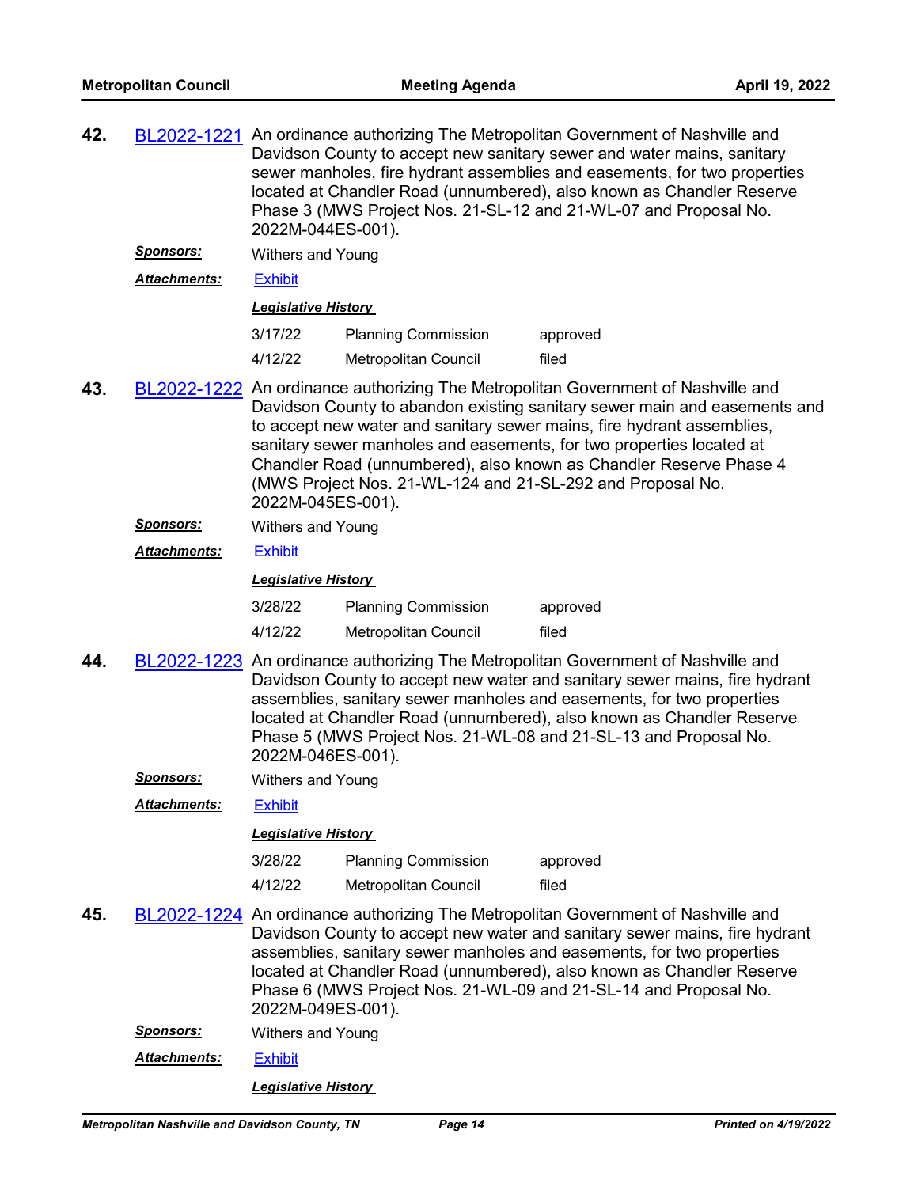**42.** BL2022-1221 An ordinance authorizing The Metropolitan Government of Nashville and Davidson County to accept new sanitary sewer and water mains, sanitary sewer manholes, fire hydrant assemblies and easements, for two properties located at Chandler Road (unnumbered), also known as Chandler Reserve Phase 3 (MWS Project Nos. 21-SL-12 and 21-WL-07 and Proposal No. 2022M-044ES-001).

***Sponsors:*** Withers and Young

***Attachments:*** Exhibit

***Legislative History***

| | | |
|---|---|---|
| 3/17/22 | Planning Commission | approved |
| 4/12/22 | Metropolitan Council | filed |

**43.** BL2022-1222 An ordinance authorizing The Metropolitan Government of Nashville and Davidson County to abandon existing sanitary sewer main and easements and to accept new water and sanitary sewer mains, fire hydrant assemblies, sanitary sewer manholes and easements, for two properties located at Chandler Road (unnumbered), also known as Chandler Reserve Phase 4 (MWS Project Nos. 21-WL-124 and 21-SL-292 and Proposal No. 2022M-045ES-001).

***Sponsors:*** Withers and Young

***Attachments:*** Exhibit

***Legislative History***

| | | |
|---|---|---|
| 3/28/22 | Planning Commission | approved |
| 4/12/22 | Metropolitan Council | filed |

**44.** BL2022-1223 An ordinance authorizing The Metropolitan Government of Nashville and Davidson County to accept new water and sanitary sewer mains, fire hydrant assemblies, sanitary sewer manholes and easements, for two properties located at Chandler Road (unnumbered), also known as Chandler Reserve Phase 5 (MWS Project Nos. 21-WL-08 and 21-SL-13 and Proposal No. 2022M-046ES-001).

***Sponsors:*** Withers and Young

***Attachments:*** Exhibit

***Legislative History***

| | | |
|---|---|---|
| 3/28/22 | Planning Commission | approved |
| 4/12/22 | Metropolitan Council | filed |

**45.** BL2022-1224 An ordinance authorizing The Metropolitan Government of Nashville and Davidson County to accept new water and sanitary sewer mains, fire hydrant assemblies, sanitary sewer manholes and easements, for two properties located at Chandler Road (unnumbered), also known as Chandler Reserve Phase 6 (MWS Project Nos. 21-WL-09 and 21-SL-14 and Proposal No. 2022M-049ES-001).

***Sponsors:*** Withers and Young

***Attachments:*** Exhibit

***Legislative History***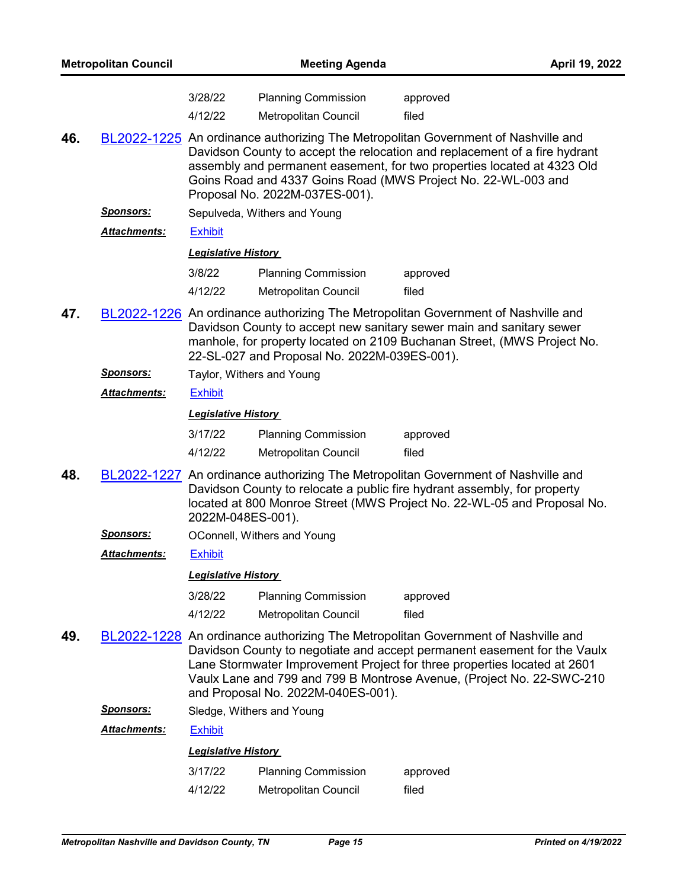| | | |
|---|---|---|
| 3/28/22 | Planning Commission | approved |
| 4/12/22 | Metropolitan Council | filed |

**46.** BL2022-1225 An ordinance authorizing The Metropolitan Government of Nashville and Davidson County to accept the relocation and replacement of a fire hydrant assembly and permanent easement, for two properties located at 4323 Old Goins Road and 4337 Goins Road (MWS Project No. 22-WL-003 and Proposal No. 2022M-037ES-001).

***Sponsors:*** Sepulveda, Withers and Young

***Attachments:*** Exhibit

***Legislative History***

| | | |
|---|---|---|
| 3/8/22 | Planning Commission | approved |
| 4/12/22 | Metropolitan Council | filed |

**47.** BL2022-1226 An ordinance authorizing The Metropolitan Government of Nashville and Davidson County to accept new sanitary sewer main and sanitary sewer manhole, for property located on 2109 Buchanan Street, (MWS Project No. 22-SL-027 and Proposal No. 2022M-039ES-001).

***Sponsors:*** Taylor, Withers and Young

***Attachments:*** Exhibit

***Legislative History***

| | | |
|---|---|---|
| 3/17/22 | Planning Commission | approved |
| 4/12/22 | Metropolitan Council | filed |

**48.** BL2022-1227 An ordinance authorizing The Metropolitan Government of Nashville and Davidson County to relocate a public fire hydrant assembly, for property located at 800 Monroe Street (MWS Project No. 22-WL-05 and Proposal No. 2022M-048ES-001).

***Sponsors:*** OConnell, Withers and Young

***Attachments:*** Exhibit

***Legislative History***

| | | |
|---|---|---|
| 3/28/22 | Planning Commission | approved |
| 4/12/22 | Metropolitan Council | filed |

**49.** BL2022-1228 An ordinance authorizing The Metropolitan Government of Nashville and Davidson County to negotiate and accept permanent easement for the Vaulx Lane Stormwater Improvement Project for three properties located at 2601 Vaulx Lane and 799 and 799 B Montrose Avenue, (Project No. 22-SWC-210 and Proposal No. 2022M-040ES-001).

***Sponsors:*** Sledge, Withers and Young

***Attachments:*** Exhibit

***Legislative History***

| | | |
|---|---|---|
| 3/17/22 | Planning Commission | approved |
| 4/12/22 | Metropolitan Council | filed |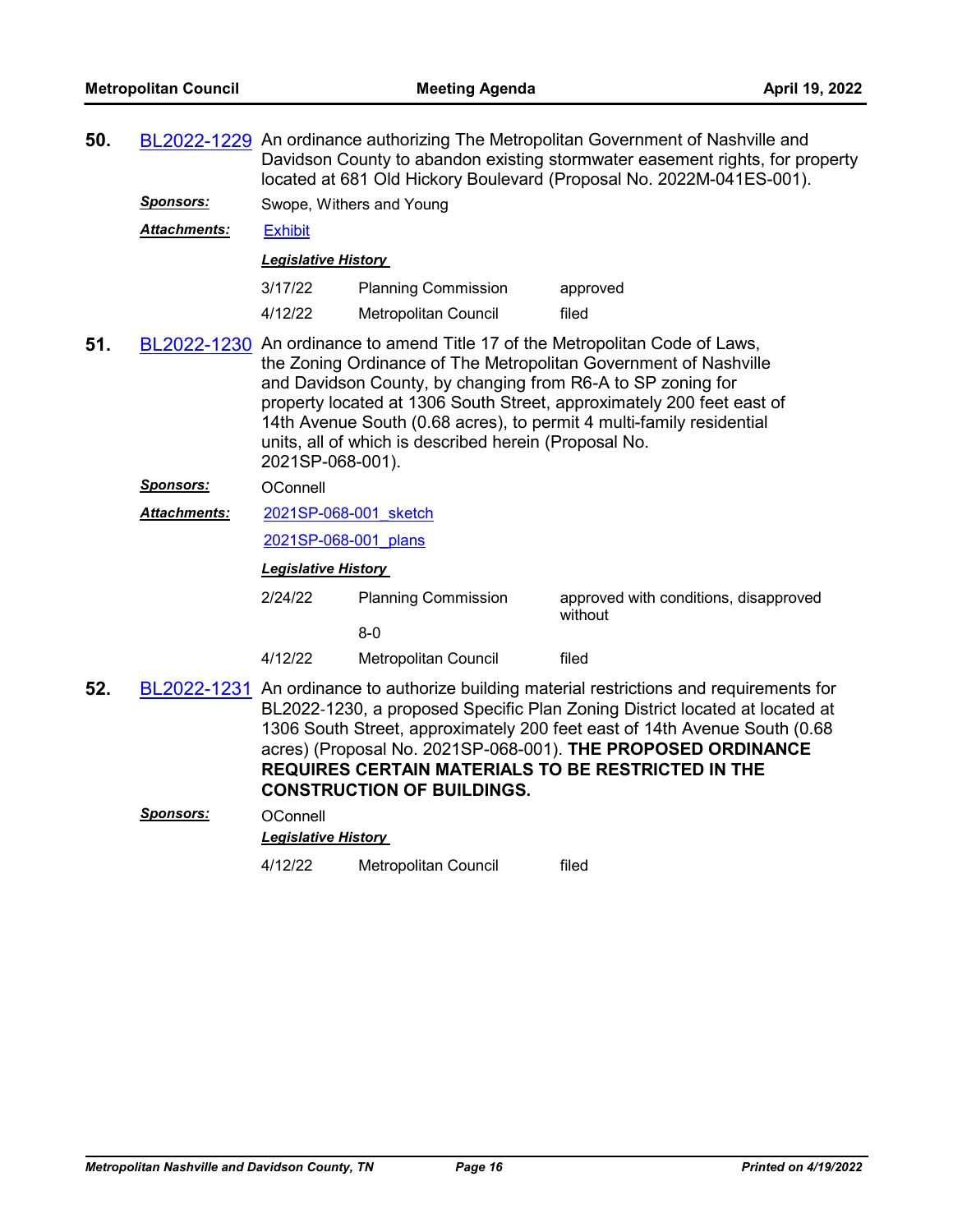**50.** BL2022-1229 An ordinance authorizing The Metropolitan Government of Nashville and Davidson County to abandon existing stormwater easement rights, for property located at 681 Old Hickory Boulevard (Proposal No. 2022M-041ES-001).

***Sponsors:*** Swope, Withers and Young

***Attachments:*** Exhibit

***Legislative History***

| | | |
|---|---|---|
| 3/17/22 | Planning Commission | approved |
| 4/12/22 | Metropolitan Council | filed |

**51.** BL2022-1230 An ordinance to amend Title 17 of the Metropolitan Code of Laws, the Zoning Ordinance of The Metropolitan Government of Nashville and Davidson County, by changing from R6-A to SP zoning for property located at 1306 South Street, approximately 200 feet east of 14th Avenue South (0.68 acres), to permit 4 multi-family residential units, all of which is described herein (Proposal No. 2021SP-068-001).

***Sponsors:*** OConnell

***Attachments:*** 2021SP-068-001_sketch

2021SP-068-001_plans

***Legislative History***

| | | |
|---|---|---|
| 2/24/22 | Planning Commission<br>8-0 | approved with conditions, disapproved without |
| 4/12/22 | Metropolitan Council | filed |

**52.** BL2022-1231 An ordinance to authorize building material restrictions and requirements for BL2022-1230, a proposed Specific Plan Zoning District located at located at 1306 South Street, approximately 200 feet east of 14th Avenue South (0.68 acres) (Proposal No. 2021SP-068-001). **THE PROPOSED ORDINANCE REQUIRES CERTAIN MATERIALS TO BE RESTRICTED IN THE CONSTRUCTION OF BUILDINGS.**

***Sponsors:*** OConnell

***Legislative History***

| | | |
|---|---|---|
| 4/12/22 | Metropolitan Council | filed |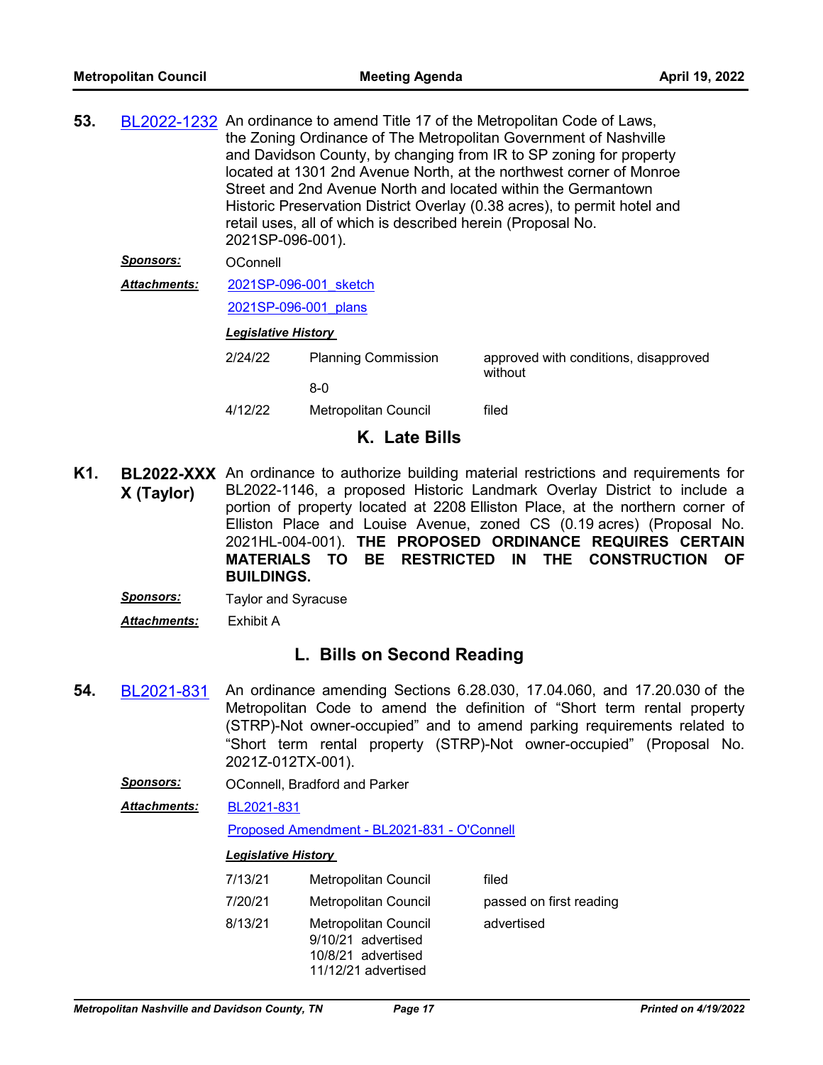**53.** BL2022-1232 An ordinance to amend Title 17 of the Metropolitan Code of Laws, the Zoning Ordinance of The Metropolitan Government of Nashville and Davidson County, by changing from IR to SP zoning for property located at 1301 2nd Avenue North, at the northwest corner of Monroe Street and 2nd Avenue North and located within the Germantown Historic Preservation District Overlay (0.38 acres), to permit hotel and retail uses, all of which is described herein (Proposal No. 2021SP-096-001).

***Sponsors:*** OConnell

***Attachments:*** 2021SP-096-001_sketch

2021SP-096-001_plans

***Legislative History***

| | | |
|---|---|---|
| 2/24/22 | Planning Commission<br>8-0 | approved with conditions, disapproved without |
| 4/12/22 | Metropolitan Council | filed |

## K. Late Bills

**K1.** **BL2022-XXXX (Taylor)** An ordinance to authorize building material restrictions and requirements for BL2022-1146, a proposed Historic Landmark Overlay District to include a portion of property located at 2208 Elliston Place, at the northern corner of Elliston Place and Louise Avenue, zoned CS (0.19 acres) (Proposal No. 2021HL-004-001). **THE PROPOSED ORDINANCE REQUIRES CERTAIN MATERIALS TO BE RESTRICTED IN THE CONSTRUCTION OF BUILDINGS.**

***Sponsors:*** Taylor and Syracuse

***Attachments:*** Exhibit A

## L. Bills on Second Reading

**54.** BL2021-831 An ordinance amending Sections 6.28.030, 17.04.060, and 17.20.030 of the Metropolitan Code to amend the definition of "Short term rental property (STRP)-Not owner-occupied" and to amend parking requirements related to "Short term rental property (STRP)-Not owner-occupied" (Proposal No. 2021Z-012TX-001).

***Sponsors:*** OConnell, Bradford and Parker

***Attachments:*** BL2021-831

Proposed Amendment - BL2021-831 - O'Connell

***Legislative History***

| | | |
|---|---|---|
| 7/13/21 | Metropolitan Council | filed |
| 7/20/21 | Metropolitan Council | passed on first reading |
| 8/13/21 | Metropolitan Council<br>9/10/21 advertised<br>10/8/21 advertised<br>11/12/21 advertised | advertised |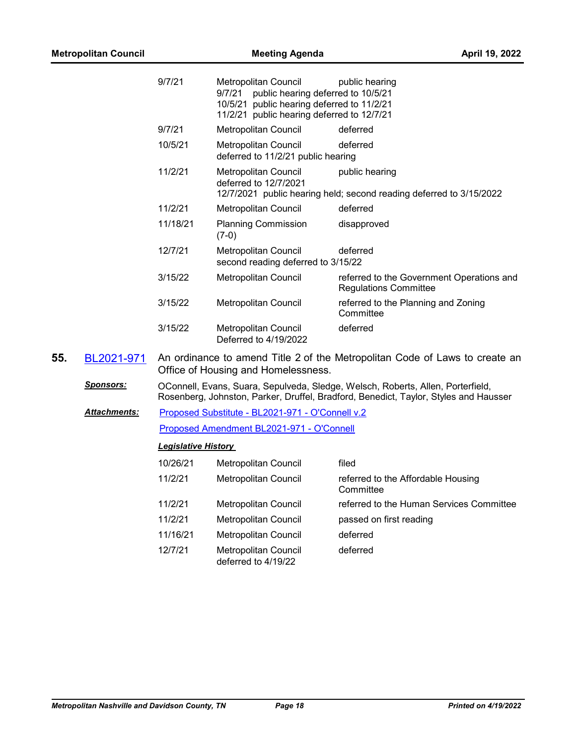| | | |
|---|---|---|
| 9/7/21 | Metropolitan Council<br>9/7/21 public hearing deferred to 10/5/21<br>10/5/21 public hearing deferred to 11/2/21<br>11/2/21 public hearing deferred to 12/7/21 | public hearing |
| 9/7/21 | Metropolitan Council | deferred |
| 10/5/21 | Metropolitan Council<br>deferred to 11/2/21 public hearing | deferred |
| 11/2/21 | Metropolitan Council<br>deferred to 12/7/2021<br>12/7/2021 public hearing held; second reading deferred to 3/15/2022 | public hearing |
| 11/2/21 | Metropolitan Council | deferred |
| 11/18/21 | Planning Commission (7-0) | disapproved |
| 12/7/21 | Metropolitan Council<br>second reading deferred to 3/15/22 | deferred |
| 3/15/22 | Metropolitan Council | referred to the Government Operations and Regulations Committee |
| 3/15/22 | Metropolitan Council | referred to the Planning and Zoning Committee |
| 3/15/22 | Metropolitan Council<br>Deferred to 4/19/2022 | deferred |

**55.** BL2021-971 An ordinance to amend Title 2 of the Metropolitan Code of Laws to create an Office of Housing and Homelessness.

***Sponsors:*** OConnell, Evans, Suara, Sepulveda, Sledge, Welsch, Roberts, Allen, Porterfield, Rosenberg, Johnston, Parker, Druffel, Bradford, Benedict, Taylor, Styles and Hausser

***Attachments:*** Proposed Substitute - BL2021-971 - O'Connell v.2

Proposed Amendment BL2021-971 - O'Connell

***Legislative History***

| | | |
|---|---|---|
| 10/26/21 | Metropolitan Council | filed |
| 11/2/21 | Metropolitan Council | referred to the Affordable Housing Committee |
| 11/2/21 | Metropolitan Council | referred to the Human Services Committee |
| 11/2/21 | Metropolitan Council | passed on first reading |
| 11/16/21 | Metropolitan Council | deferred |
| 12/7/21 | Metropolitan Council<br>deferred to 4/19/22 | deferred |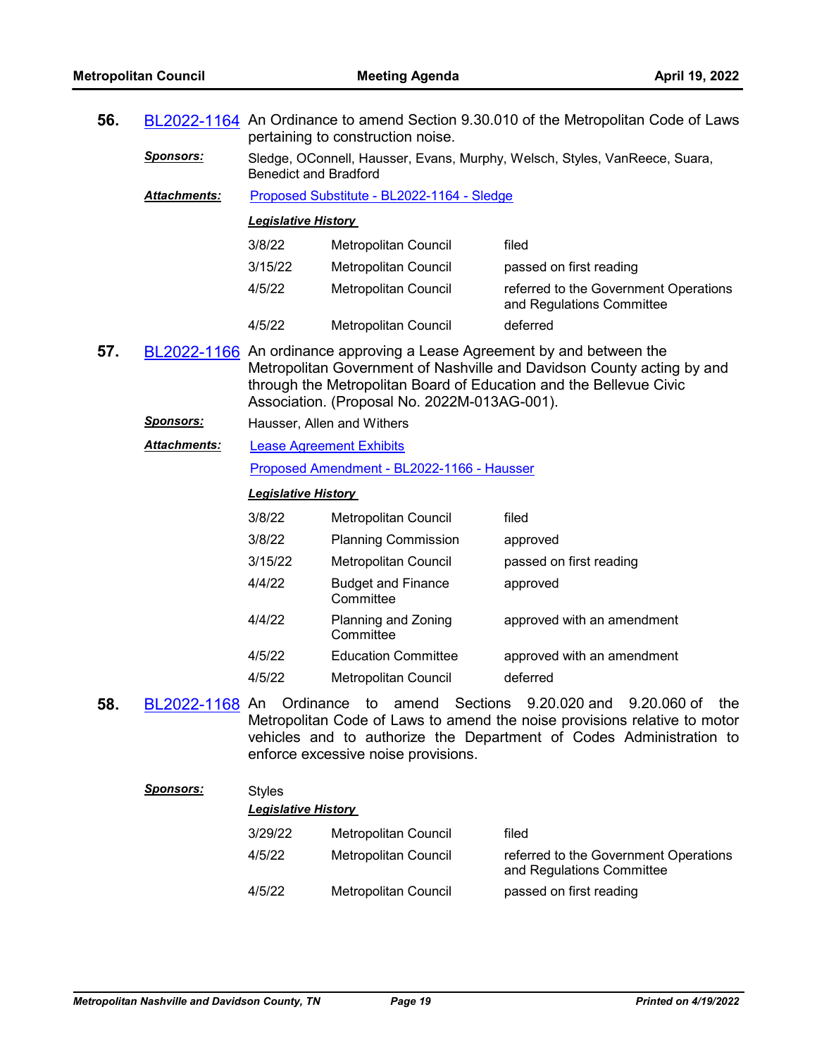**56.** BL2022-1164 An Ordinance to amend Section 9.30.010 of the Metropolitan Code of Laws pertaining to construction noise.

***Sponsors:*** Sledge, OConnell, Hausser, Evans, Murphy, Welsch, Styles, VanReece, Suara, Benedict and Bradford

***Attachments:*** Proposed Substitute - BL2022-1164 - Sledge

***Legislative History***

| | | |
|---|---|---|
| 3/8/22 | Metropolitan Council | filed |
| 3/15/22 | Metropolitan Council | passed on first reading |
| 4/5/22 | Metropolitan Council | referred to the Government Operations and Regulations Committee |
| 4/5/22 | Metropolitan Council | deferred |

**57.** BL2022-1166 An ordinance approving a Lease Agreement by and between the Metropolitan Government of Nashville and Davidson County acting by and through the Metropolitan Board of Education and the Bellevue Civic Association. (Proposal No. 2022M-013AG-001).

***Sponsors:*** Hausser, Allen and Withers

***Attachments:*** Lease Agreement Exhibits

Proposed Amendment - BL2022-1166 - Hausser

***Legislative History***

| | | |
|---|---|---|
| 3/8/22 | Metropolitan Council | filed |
| 3/8/22 | Planning Commission | approved |
| 3/15/22 | Metropolitan Council | passed on first reading |
| 4/4/22 | Budget and Finance Committee | approved |
| 4/4/22 | Planning and Zoning Committee | approved with an amendment |
| 4/5/22 | Education Committee | approved with an amendment |
| 4/5/22 | Metropolitan Council | deferred |

**58.** BL2022-1168 An Ordinance to amend Sections 9.20.020 and 9.20.060 of the Metropolitan Code of Laws to amend the noise provisions relative to motor vehicles and to authorize the Department of Codes Administration to enforce excessive noise provisions.

***Sponsors:*** Styles

***Legislative History***

| | | |
|---|---|---|
| 3/29/22 | Metropolitan Council | filed |
| 4/5/22 | Metropolitan Council | referred to the Government Operations and Regulations Committee |
| 4/5/22 | Metropolitan Council | passed on first reading |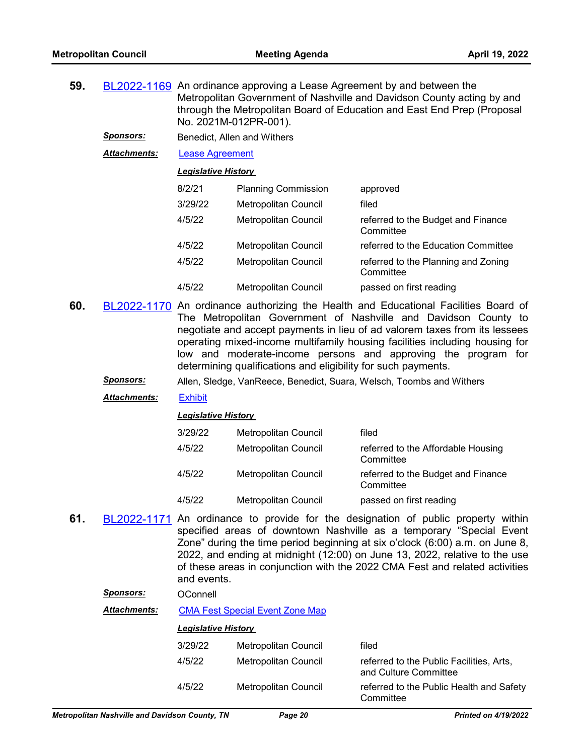**59.** BL2022-1169 An ordinance approving a Lease Agreement by and between the Metropolitan Government of Nashville and Davidson County acting by and through the Metropolitan Board of Education and East End Prep (Proposal No. 2021M-012PR-001).

***Sponsors:*** Benedict, Allen and Withers

***Attachments:*** Lease Agreement

***Legislative History***

| | | |
|---|---|---|
| 8/2/21 | Planning Commission | approved |
| 3/29/22 | Metropolitan Council | filed |
| 4/5/22 | Metropolitan Council | referred to the Budget and Finance Committee |
| 4/5/22 | Metropolitan Council | referred to the Education Committee |
| 4/5/22 | Metropolitan Council | referred to the Planning and Zoning Committee |
| 4/5/22 | Metropolitan Council | passed on first reading |

**60.** BL2022-1170 An ordinance authorizing the Health and Educational Facilities Board of The Metropolitan Government of Nashville and Davidson County to negotiate and accept payments in lieu of ad valorem taxes from its lessees operating mixed-income multifamily housing facilities including housing for low and moderate-income persons and approving the program for determining qualifications and eligibility for such payments.

***Sponsors:*** Allen, Sledge, VanReece, Benedict, Suara, Welsch, Toombs and Withers

***Attachments:*** Exhibit

***Legislative History***

| | | |
|---|---|---|
| 3/29/22 | Metropolitan Council | filed |
| 4/5/22 | Metropolitan Council | referred to the Affordable Housing Committee |
| 4/5/22 | Metropolitan Council | referred to the Budget and Finance Committee |
| 4/5/22 | Metropolitan Council | passed on first reading |

**61.** BL2022-1171 An ordinance to provide for the designation of public property within specified areas of downtown Nashville as a temporary "Special Event Zone" during the time period beginning at six o'clock (6:00) a.m. on June 8, 2022, and ending at midnight (12:00) on June 13, 2022, relative to the use of these areas in conjunction with the 2022 CMA Fest and related activities and events.

***Sponsors:*** OConnell

***Attachments:*** CMA Fest Special Event Zone Map

***Legislative History***

| | | |
|---|---|---|
| 3/29/22 | Metropolitan Council | filed |
| 4/5/22 | Metropolitan Council | referred to the Public Facilities, Arts, and Culture Committee |
| 4/5/22 | Metropolitan Council | referred to the Public Health and Safety Committee |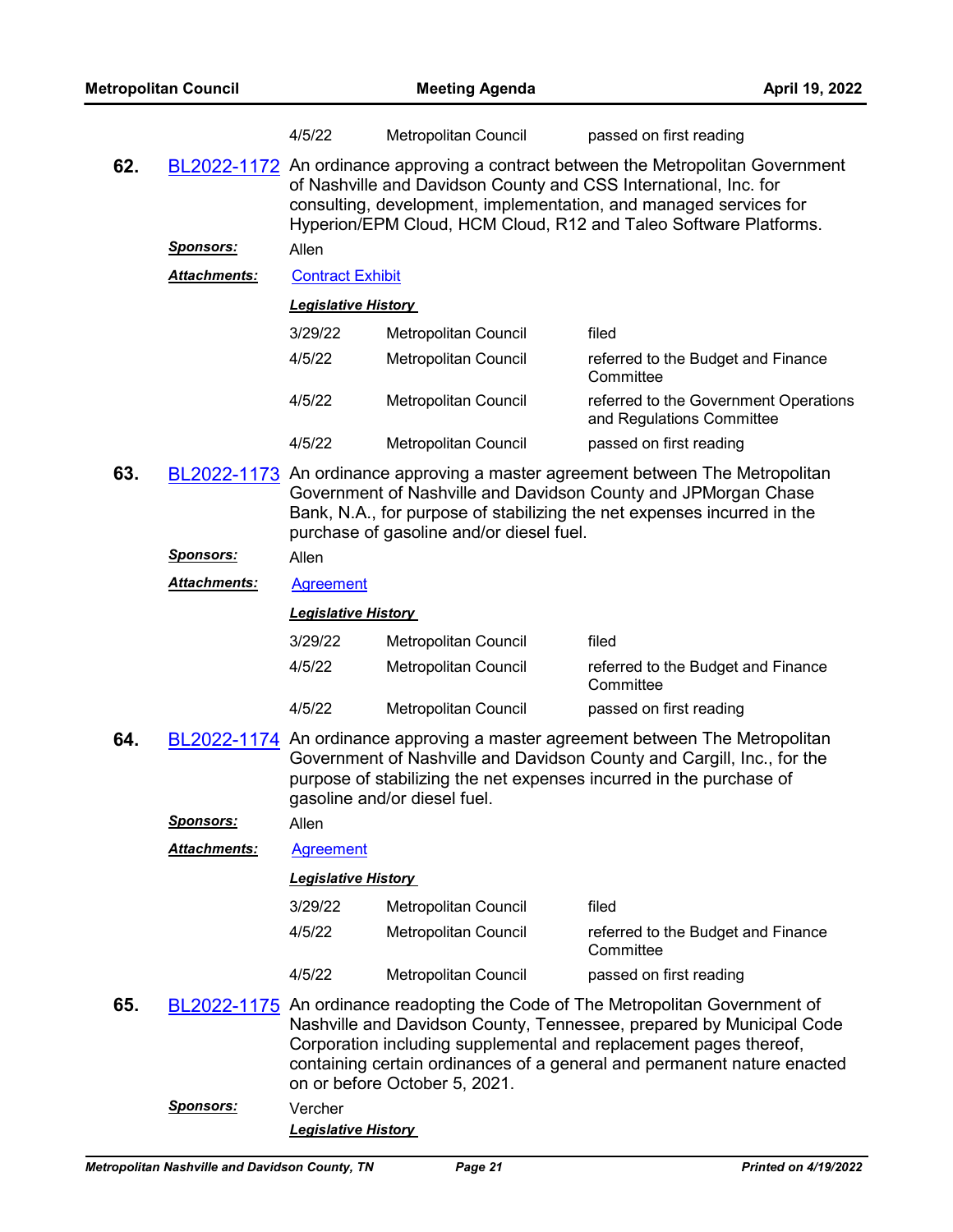| | | |
|---|---|---|
| 4/5/22 | Metropolitan Council | passed on first reading |

**62.** BL2022-1172 An ordinance approving a contract between the Metropolitan Government of Nashville and Davidson County and CSS International, Inc. for consulting, development, implementation, and managed services for Hyperion/EPM Cloud, HCM Cloud, R12 and Taleo Software Platforms.

***Sponsors:*** Allen

***Attachments:*** Contract Exhibit

***Legislative History***

| | | |
|---|---|---|
| 3/29/22 | Metropolitan Council | filed |
| 4/5/22 | Metropolitan Council | referred to the Budget and Finance Committee |
| 4/5/22 | Metropolitan Council | referred to the Government Operations and Regulations Committee |
| 4/5/22 | Metropolitan Council | passed on first reading |

**63.** BL2022-1173 An ordinance approving a master agreement between The Metropolitan Government of Nashville and Davidson County and JPMorgan Chase Bank, N.A., for purpose of stabilizing the net expenses incurred in the purchase of gasoline and/or diesel fuel.

***Sponsors:*** Allen

***Attachments:*** Agreement

***Legislative History***

| | | |
|---|---|---|
| 3/29/22 | Metropolitan Council | filed |
| 4/5/22 | Metropolitan Council | referred to the Budget and Finance Committee |
| 4/5/22 | Metropolitan Council | passed on first reading |

**64.** BL2022-1174 An ordinance approving a master agreement between The Metropolitan Government of Nashville and Davidson County and Cargill, Inc., for the purpose of stabilizing the net expenses incurred in the purchase of gasoline and/or diesel fuel.

***Sponsors:*** Allen

***Attachments:*** Agreement

***Legislative History***

| | | |
|---|---|---|
| 3/29/22 | Metropolitan Council | filed |
| 4/5/22 | Metropolitan Council | referred to the Budget and Finance Committee |
| 4/5/22 | Metropolitan Council | passed on first reading |

**65.** BL2022-1175 An ordinance readopting the Code of The Metropolitan Government of Nashville and Davidson County, Tennessee, prepared by Municipal Code Corporation including supplemental and replacement pages thereof, containing certain ordinances of a general and permanent nature enacted on or before October 5, 2021.

***Sponsors:*** Vercher

***Legislative History***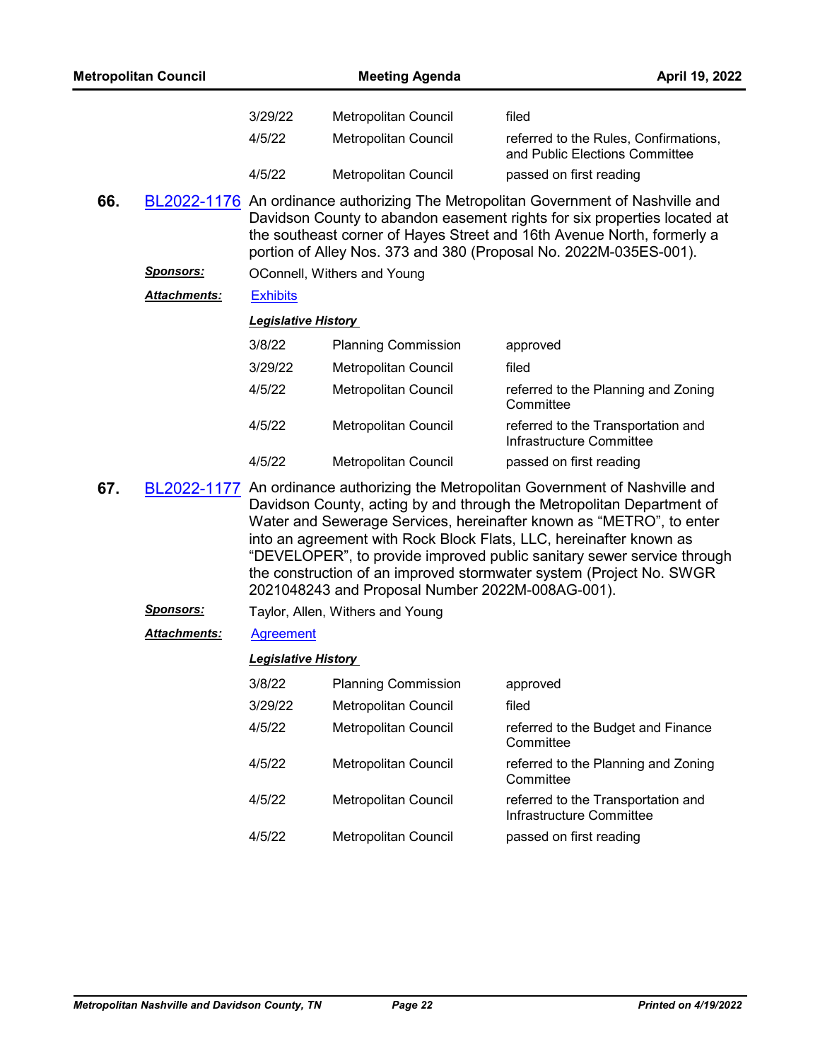| | | |
|---|---|---|
| 3/29/22 | Metropolitan Council | filed |
| 4/5/22 | Metropolitan Council | referred to the Rules, Confirmations, and Public Elections Committee |
| 4/5/22 | Metropolitan Council | passed on first reading |

**66.** BL2022-1176 An ordinance authorizing The Metropolitan Government of Nashville and Davidson County to abandon easement rights for six properties located at the southeast corner of Hayes Street and 16th Avenue North, formerly a portion of Alley Nos. 373 and 380 (Proposal No. 2022M-035ES-001).

***Sponsors:*** OConnell, Withers and Young

***Attachments:*** Exhibits

***Legislative History***

| | | |
|---|---|---|
| 3/8/22 | Planning Commission | approved |
| 3/29/22 | Metropolitan Council | filed |
| 4/5/22 | Metropolitan Council | referred to the Planning and Zoning Committee |
| 4/5/22 | Metropolitan Council | referred to the Transportation and Infrastructure Committee |
| 4/5/22 | Metropolitan Council | passed on first reading |

**67.** BL2022-1177 An ordinance authorizing the Metropolitan Government of Nashville and Davidson County, acting by and through the Metropolitan Department of Water and Sewerage Services, hereinafter known as "METRO", to enter into an agreement with Rock Block Flats, LLC, hereinafter known as "DEVELOPER", to provide improved public sanitary sewer service through the construction of an improved stormwater system (Project No. SWGR 2021048243 and Proposal Number 2022M-008AG-001).

***Sponsors:*** Taylor, Allen, Withers and Young

***Attachments:*** Agreement

***Legislative History***

| | | |
|---|---|---|
| 3/8/22 | Planning Commission | approved |
| 3/29/22 | Metropolitan Council | filed |
| 4/5/22 | Metropolitan Council | referred to the Budget and Finance Committee |
| 4/5/22 | Metropolitan Council | referred to the Planning and Zoning Committee |
| 4/5/22 | Metropolitan Council | referred to the Transportation and Infrastructure Committee |
| 4/5/22 | Metropolitan Council | passed on first reading |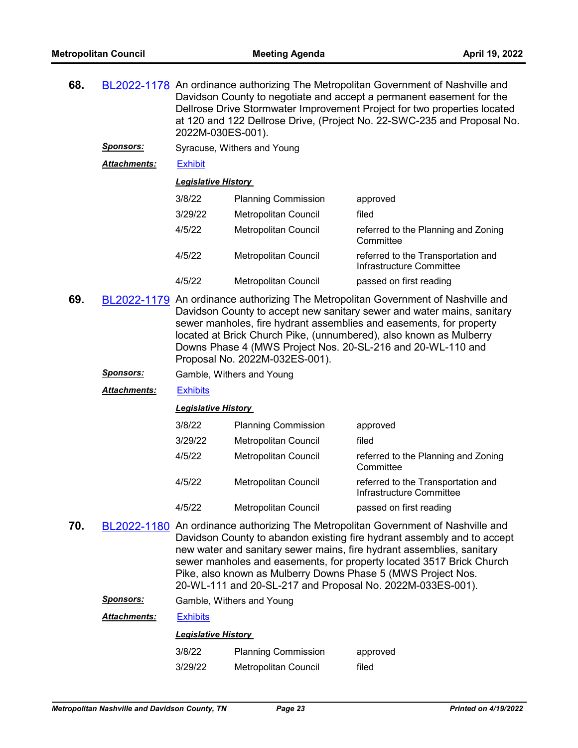**68.** BL2022-1178 An ordinance authorizing The Metropolitan Government of Nashville and Davidson County to negotiate and accept a permanent easement for the Dellrose Drive Stormwater Improvement Project for two properties located at 120 and 122 Dellrose Drive, (Project No. 22-SWC-235 and Proposal No. 2022M-030ES-001).

***Sponsors:*** Syracuse, Withers and Young

***Attachments:*** Exhibit

***Legislative History***

| Date | Body | Action |
|---|---|---|
| 3/8/22 | Planning Commission | approved |
| 3/29/22 | Metropolitan Council | filed |
| 4/5/22 | Metropolitan Council | referred to the Planning and Zoning Committee |
| 4/5/22 | Metropolitan Council | referred to the Transportation and Infrastructure Committee |
| 4/5/22 | Metropolitan Council | passed on first reading |

**69.** BL2022-1179 An ordinance authorizing The Metropolitan Government of Nashville and Davidson County to accept new sanitary sewer and water mains, sanitary sewer manholes, fire hydrant assemblies and easements, for property located at Brick Church Pike, (unnumbered), also known as Mulberry Downs Phase 4 (MWS Project Nos. 20-SL-216 and 20-WL-110 and Proposal No. 2022M-032ES-001).

***Sponsors:*** Gamble, Withers and Young

***Attachments:*** Exhibits

***Legislative History***

| Date | Body | Action |
|---|---|---|
| 3/8/22 | Planning Commission | approved |
| 3/29/22 | Metropolitan Council | filed |
| 4/5/22 | Metropolitan Council | referred to the Planning and Zoning Committee |
| 4/5/22 | Metropolitan Council | referred to the Transportation and Infrastructure Committee |
| 4/5/22 | Metropolitan Council | passed on first reading |

**70.** BL2022-1180 An ordinance authorizing The Metropolitan Government of Nashville and Davidson County to abandon existing fire hydrant assembly and to accept new water and sanitary sewer mains, fire hydrant assemblies, sanitary sewer manholes and easements, for property located 3517 Brick Church Pike, also known as Mulberry Downs Phase 5 (MWS Project Nos. 20-WL-111 and 20-SL-217 and Proposal No. 2022M-033ES-001).

***Sponsors:*** Gamble, Withers and Young

***Attachments:*** Exhibits

***Legislative History***

| Date | Body | Action |
|---|---|---|
| 3/8/22 | Planning Commission | approved |
| 3/29/22 | Metropolitan Council | filed |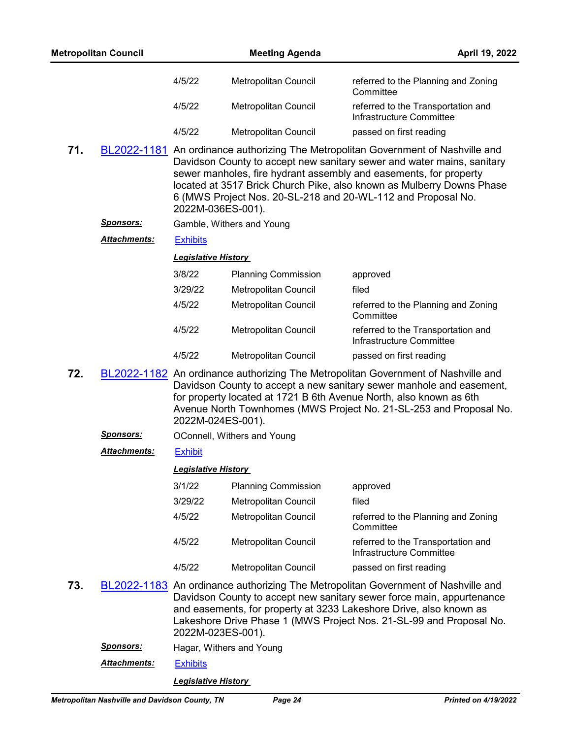| | | |
|---|---|---|
| 4/5/22 | Metropolitan Council | referred to the Planning and Zoning Committee |
| 4/5/22 | Metropolitan Council | referred to the Transportation and Infrastructure Committee |
| 4/5/22 | Metropolitan Council | passed on first reading |

**71.** BL2022-1181 An ordinance authorizing The Metropolitan Government of Nashville and Davidson County to accept new sanitary sewer and water mains, sanitary sewer manholes, fire hydrant assembly and easements, for property located at 3517 Brick Church Pike, also known as Mulberry Downs Phase 6 (MWS Project Nos. 20-SL-218 and 20-WL-112 and Proposal No. 2022M-036ES-001).

***Sponsors:*** Gamble, Withers and Young

***Attachments:*** Exhibits

***Legislative History***

| | | |
|---|---|---|
| 3/8/22 | Planning Commission | approved |
| 3/29/22 | Metropolitan Council | filed |
| 4/5/22 | Metropolitan Council | referred to the Planning and Zoning Committee |
| 4/5/22 | Metropolitan Council | referred to the Transportation and Infrastructure Committee |
| 4/5/22 | Metropolitan Council | passed on first reading |

**72.** BL2022-1182 An ordinance authorizing The Metropolitan Government of Nashville and Davidson County to accept a new sanitary sewer manhole and easement, for property located at 1721 B 6th Avenue North, also known as 6th Avenue North Townhomes (MWS Project No. 21-SL-253 and Proposal No. 2022M-024ES-001).

***Sponsors:*** OConnell, Withers and Young

***Attachments:*** Exhibit

***Legislative History***

| | | |
|---|---|---|
| 3/1/22 | Planning Commission | approved |
| 3/29/22 | Metropolitan Council | filed |
| 4/5/22 | Metropolitan Council | referred to the Planning and Zoning Committee |
| 4/5/22 | Metropolitan Council | referred to the Transportation and Infrastructure Committee |
| 4/5/22 | Metropolitan Council | passed on first reading |

**73.** BL2022-1183 An ordinance authorizing The Metropolitan Government of Nashville and Davidson County to accept new sanitary sewer force main, appurtenance and easements, for property at 3233 Lakeshore Drive, also known as Lakeshore Drive Phase 1 (MWS Project Nos. 21-SL-99 and Proposal No. 2022M-023ES-001).

***Sponsors:*** Hagar, Withers and Young

***Attachments:*** Exhibits

***Legislative History***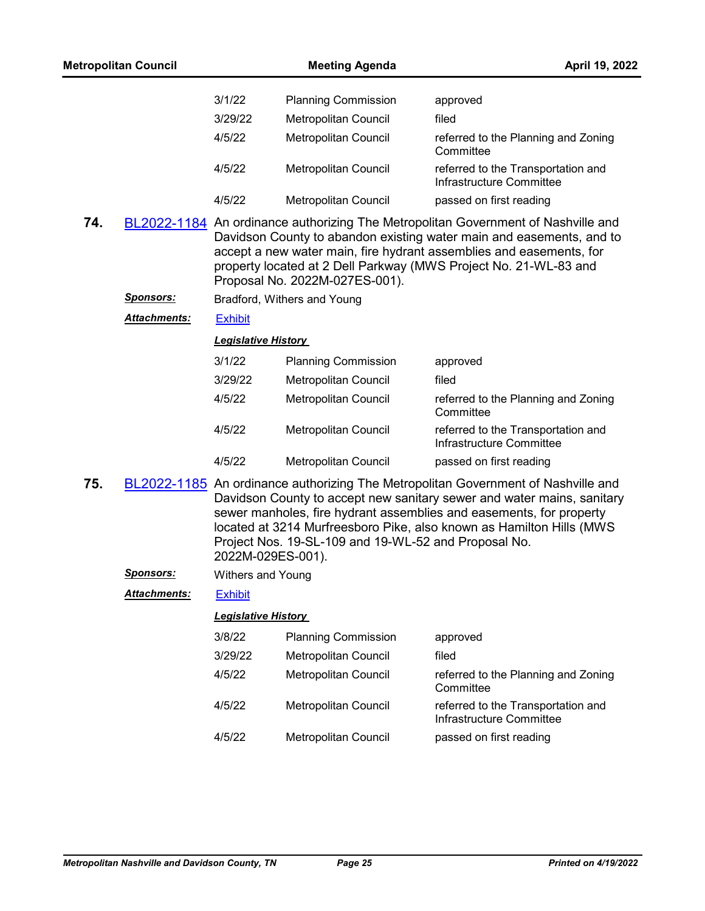| | | |
|---|---|---|
| 3/1/22 | Planning Commission | approved |
| 3/29/22 | Metropolitan Council | filed |
| 4/5/22 | Metropolitan Council | referred to the Planning and Zoning Committee |
| 4/5/22 | Metropolitan Council | referred to the Transportation and Infrastructure Committee |
| 4/5/22 | Metropolitan Council | passed on first reading |

**74.** BL2022-1184 An ordinance authorizing The Metropolitan Government of Nashville and Davidson County to abandon existing water main and easements, and to accept a new water main, fire hydrant assemblies and easements, for property located at 2 Dell Parkway (MWS Project No. 21-WL-83 and Proposal No. 2022M-027ES-001).

***Sponsors:*** Bradford, Withers and Young

***Attachments:*** Exhibit

***Legislative History***

| | | |
|---|---|---|
| 3/1/22 | Planning Commission | approved |
| 3/29/22 | Metropolitan Council | filed |
| 4/5/22 | Metropolitan Council | referred to the Planning and Zoning Committee |
| 4/5/22 | Metropolitan Council | referred to the Transportation and Infrastructure Committee |
| 4/5/22 | Metropolitan Council | passed on first reading |

**75.** BL2022-1185 An ordinance authorizing The Metropolitan Government of Nashville and Davidson County to accept new sanitary sewer and water mains, sanitary sewer manholes, fire hydrant assemblies and easements, for property located at 3214 Murfreesboro Pike, also known as Hamilton Hills (MWS Project Nos. 19-SL-109 and 19-WL-52 and Proposal No. 2022M-029ES-001).

***Sponsors:*** Withers and Young

***Attachments:*** Exhibit

***Legislative History***

| | | |
|---|---|---|
| 3/8/22 | Planning Commission | approved |
| 3/29/22 | Metropolitan Council | filed |
| 4/5/22 | Metropolitan Council | referred to the Planning and Zoning Committee |
| 4/5/22 | Metropolitan Council | referred to the Transportation and Infrastructure Committee |
| 4/5/22 | Metropolitan Council | passed on first reading |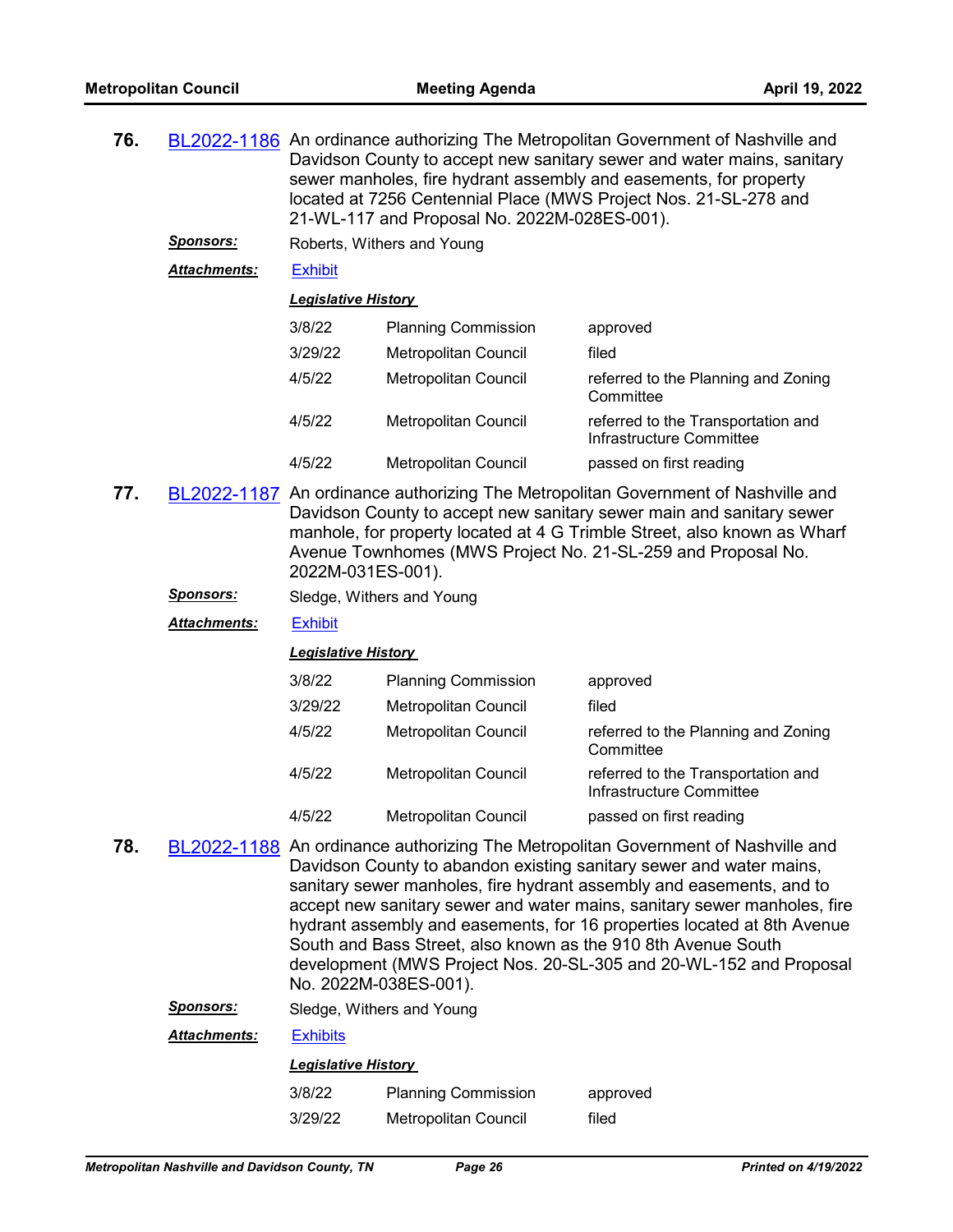**76.** BL2022-1186 An ordinance authorizing The Metropolitan Government of Nashville and Davidson County to accept new sanitary sewer and water mains, sanitary sewer manholes, fire hydrant assembly and easements, for property located at 7256 Centennial Place (MWS Project Nos. 21-SL-278 and 21-WL-117 and Proposal No. 2022M-028ES-001).

***Sponsors:*** Roberts, Withers and Young

***Attachments:*** Exhibit

***Legislative History***

| | | |
|---|---|---|
| 3/8/22 | Planning Commission | approved |
| 3/29/22 | Metropolitan Council | filed |
| 4/5/22 | Metropolitan Council | referred to the Planning and Zoning Committee |
| 4/5/22 | Metropolitan Council | referred to the Transportation and Infrastructure Committee |
| 4/5/22 | Metropolitan Council | passed on first reading |

**77.** BL2022-1187 An ordinance authorizing The Metropolitan Government of Nashville and Davidson County to accept new sanitary sewer main and sanitary sewer manhole, for property located at 4 G Trimble Street, also known as Wharf Avenue Townhomes (MWS Project No. 21-SL-259 and Proposal No. 2022M-031ES-001).

***Sponsors:*** Sledge, Withers and Young

***Attachments:*** Exhibit

***Legislative History***

| | | |
|---|---|---|
| 3/8/22 | Planning Commission | approved |
| 3/29/22 | Metropolitan Council | filed |
| 4/5/22 | Metropolitan Council | referred to the Planning and Zoning Committee |
| 4/5/22 | Metropolitan Council | referred to the Transportation and Infrastructure Committee |
| 4/5/22 | Metropolitan Council | passed on first reading |

**78.** BL2022-1188 An ordinance authorizing The Metropolitan Government of Nashville and Davidson County to abandon existing sanitary sewer and water mains, sanitary sewer manholes, fire hydrant assembly and easements, and to accept new sanitary sewer and water mains, sanitary sewer manholes, fire hydrant assembly and easements, for 16 properties located at 8th Avenue South and Bass Street, also known as the 910 8th Avenue South development (MWS Project Nos. 20-SL-305 and 20-WL-152 and Proposal No. 2022M-038ES-001).

***Sponsors:*** Sledge, Withers and Young

***Attachments:*** Exhibits

***Legislative History***

| | | |
|---|---|---|
| 3/8/22 | Planning Commission | approved |
| 3/29/22 | Metropolitan Council | filed |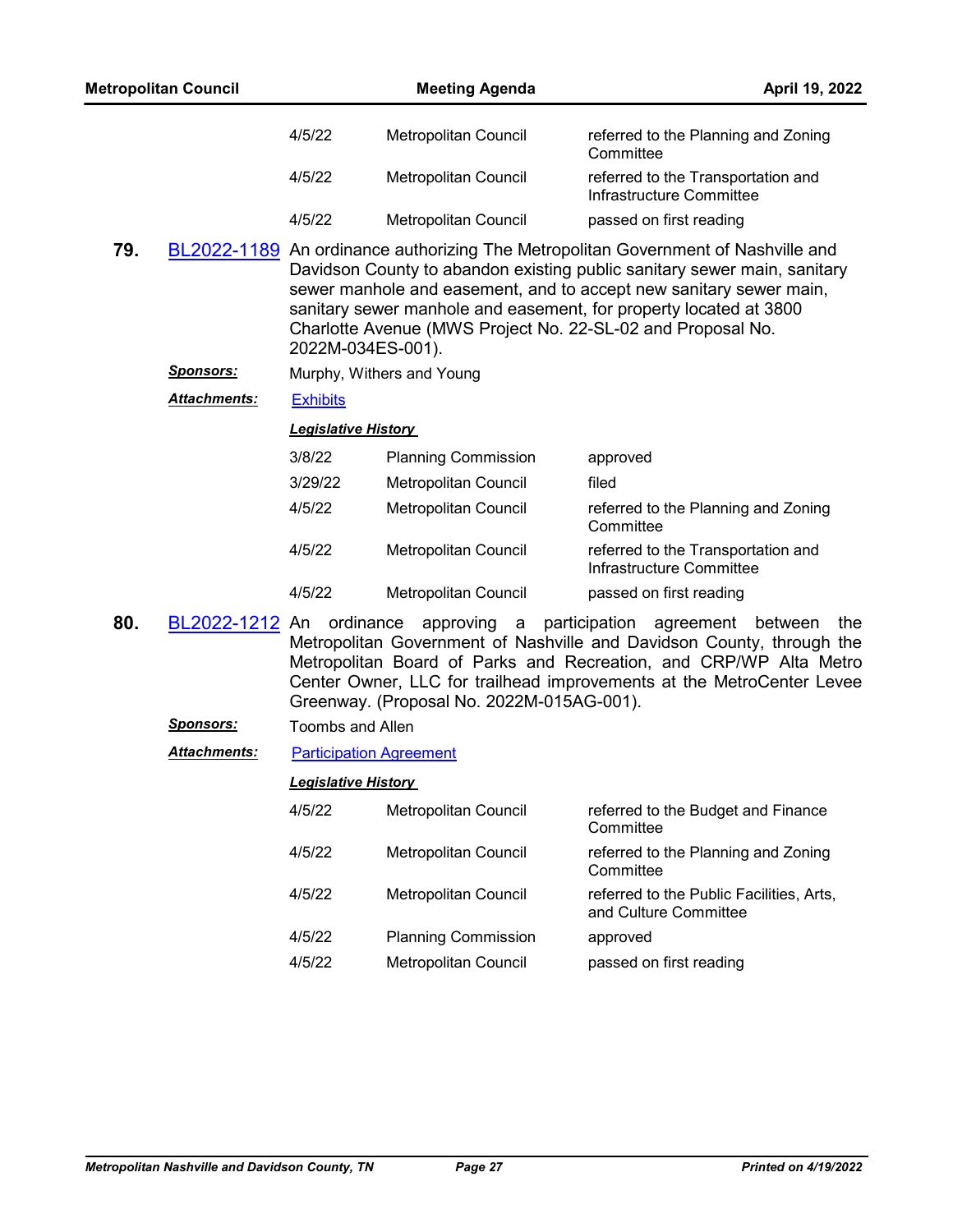| | | |
|---|---|---|
| 4/5/22 | Metropolitan Council | referred to the Planning and Zoning Committee |
| 4/5/22 | Metropolitan Council | referred to the Transportation and Infrastructure Committee |
| 4/5/22 | Metropolitan Council | passed on first reading |

**79.** BL2022-1189 An ordinance authorizing The Metropolitan Government of Nashville and Davidson County to abandon existing public sanitary sewer main, sanitary sewer manhole and easement, and to accept new sanitary sewer main, sanitary sewer manhole and easement, for property located at 3800 Charlotte Avenue (MWS Project No. 22-SL-02 and Proposal No. 2022M-034ES-001).

***Sponsors:*** Murphy, Withers and Young

***Attachments:*** Exhibits

***Legislative History***

| | | |
|---|---|---|
| 3/8/22 | Planning Commission | approved |
| 3/29/22 | Metropolitan Council | filed |
| 4/5/22 | Metropolitan Council | referred to the Planning and Zoning Committee |
| 4/5/22 | Metropolitan Council | referred to the Transportation and Infrastructure Committee |
| 4/5/22 | Metropolitan Council | passed on first reading |

**80.** BL2022-1212 An ordinance approving a participation agreement between the Metropolitan Government of Nashville and Davidson County, through the Metropolitan Board of Parks and Recreation, and CRP/WP Alta Metro Center Owner, LLC for trailhead improvements at the MetroCenter Levee Greenway. (Proposal No. 2022M-015AG-001).

***Sponsors:*** Toombs and Allen

***Attachments:*** Participation Agreement

***Legislative History***

| | | |
|---|---|---|
| 4/5/22 | Metropolitan Council | referred to the Budget and Finance Committee |
| 4/5/22 | Metropolitan Council | referred to the Planning and Zoning Committee |
| 4/5/22 | Metropolitan Council | referred to the Public Facilities, Arts, and Culture Committee |
| 4/5/22 | Planning Commission | approved |
| 4/5/22 | Metropolitan Council | passed on first reading |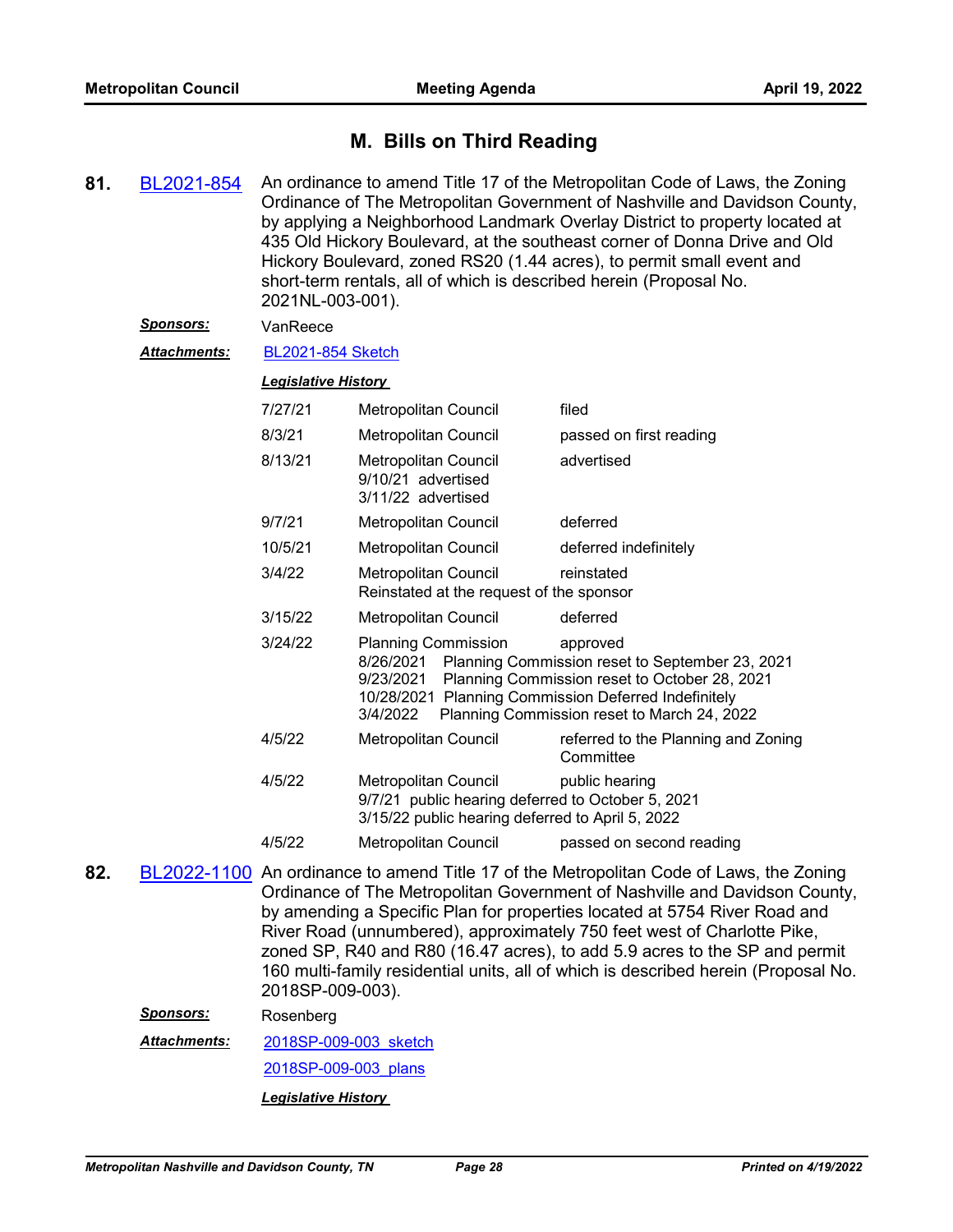## M. Bills on Third Reading

**81.** BL2021-854 An ordinance to amend Title 17 of the Metropolitan Code of Laws, the Zoning Ordinance of The Metropolitan Government of Nashville and Davidson County, by applying a Neighborhood Landmark Overlay District to property located at 435 Old Hickory Boulevard, at the southeast corner of Donna Drive and Old Hickory Boulevard, zoned RS20 (1.44 acres), to permit small event and short-term rentals, all of which is described herein (Proposal No. 2021NL-003-001).

***Sponsors:*** VanReece

***Attachments:*** BL2021-854 Sketch

***Legislative History***

| | | |
|---|---|---|
| 7/27/21 | Metropolitan Council | filed |
| 8/3/21 | Metropolitan Council | passed on first reading |
| 8/13/21 | Metropolitan Council<br>9/10/21 advertised<br>3/11/22 advertised | advertised |
| 9/7/21 | Metropolitan Council | deferred |
| 10/5/21 | Metropolitan Council | deferred indefinitely |
| 3/4/22 | Metropolitan Council<br>Reinstated at the request of the sponsor | reinstated |
| 3/15/22 | Metropolitan Council | deferred |
| 3/24/22 | Planning Commission<br>8/26/2021 Planning Commission reset to September 23, 2021<br>9/23/2021 Planning Commission reset to October 28, 2021<br>10/28/2021 Planning Commission Deferred Indefinitely<br>3/4/2022 Planning Commission reset to March 24, 2022 | approved |
| 4/5/22 | Metropolitan Council | referred to the Planning and Zoning Committee |
| 4/5/22 | Metropolitan Council<br>9/7/21 public hearing deferred to October 5, 2021<br>3/15/22 public hearing deferred to April 5, 2022 | public hearing |
| 4/5/22 | Metropolitan Council | passed on second reading |

**82.** BL2022-1100 An ordinance to amend Title 17 of the Metropolitan Code of Laws, the Zoning Ordinance of The Metropolitan Government of Nashville and Davidson County, by amending a Specific Plan for properties located at 5754 River Road and River Road (unnumbered), approximately 750 feet west of Charlotte Pike, zoned SP, R40 and R80 (16.47 acres), to add 5.9 acres to the SP and permit 160 multi-family residential units, all of which is described herein (Proposal No. 2018SP-009-003).

***Sponsors:*** Rosenberg

***Attachments:*** 2018SP-009-003_sketch

2018SP-009-003_plans

***Legislative History***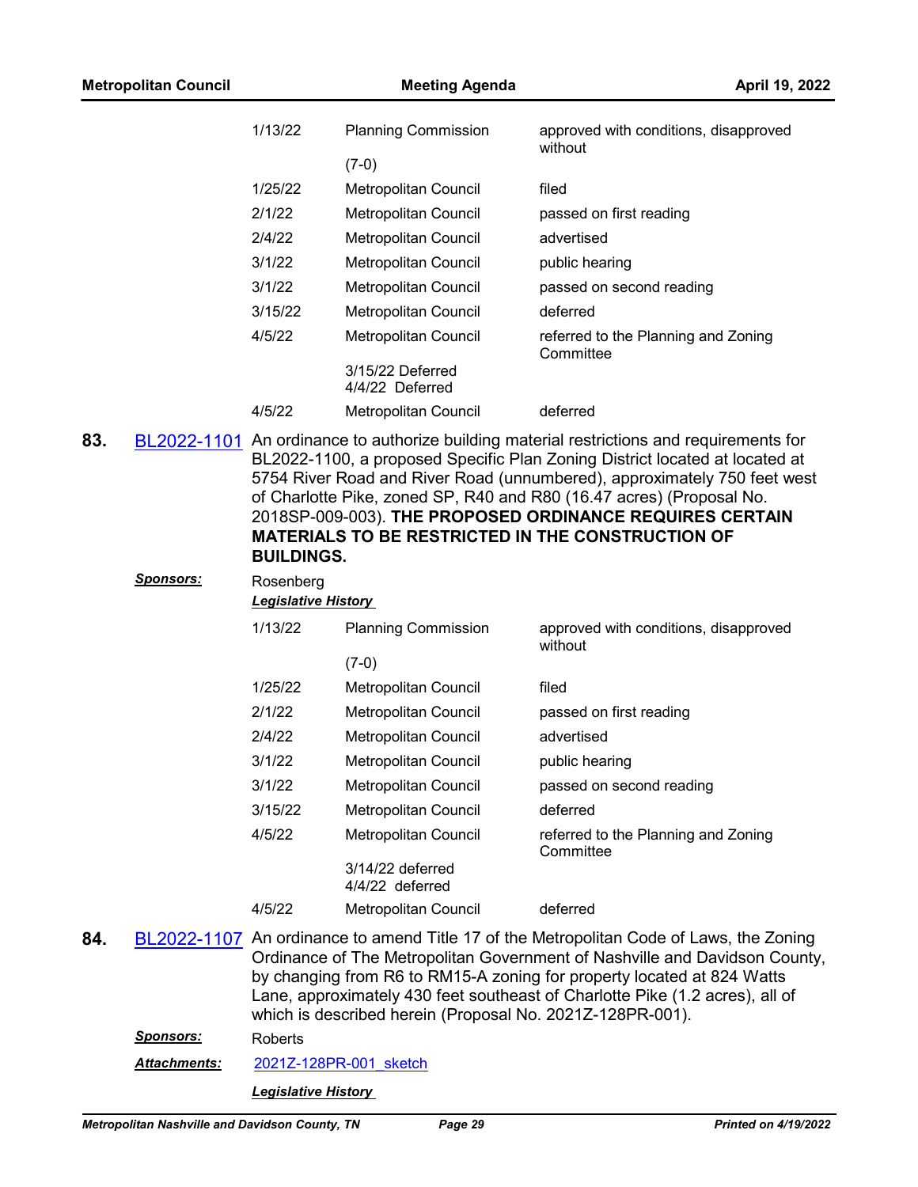| | | |
|---|---|---|
| 1/13/22 | Planning Commission (7-0) | approved with conditions, disapproved without |
| 1/25/22 | Metropolitan Council | filed |
| 2/1/22 | Metropolitan Council | passed on first reading |
| 2/4/22 | Metropolitan Council | advertised |
| 3/1/22 | Metropolitan Council | public hearing |
| 3/1/22 | Metropolitan Council | passed on second reading |
| 3/15/22 | Metropolitan Council | deferred |
| 4/5/22 | Metropolitan Council | referred to the Planning and Zoning Committee |
| | 3/15/22 Deferred 4/4/22 Deferred | |
| 4/5/22 | Metropolitan Council | deferred |

**83.** BL2022-1101 An ordinance to authorize building material restrictions and requirements for BL2022-1100, a proposed Specific Plan Zoning District located at located at 5754 River Road and River Road (unnumbered), approximately 750 feet west of Charlotte Pike, zoned SP, R40 and R80 (16.47 acres) (Proposal No. 2018SP-009-003). **THE PROPOSED ORDINANCE REQUIRES CERTAIN MATERIALS TO BE RESTRICTED IN THE CONSTRUCTION OF BUILDINGS.**

***Sponsors:*** Rosenberg

***Legislative History***

| | | |
|---|---|---|
| 1/13/22 | Planning Commission (7-0) | approved with conditions, disapproved without |
| 1/25/22 | Metropolitan Council | filed |
| 2/1/22 | Metropolitan Council | passed on first reading |
| 2/4/22 | Metropolitan Council | advertised |
| 3/1/22 | Metropolitan Council | public hearing |
| 3/1/22 | Metropolitan Council | passed on second reading |
| 3/15/22 | Metropolitan Council | deferred |
| 4/5/22 | Metropolitan Council | referred to the Planning and Zoning Committee |
| | 3/14/22 deferred 4/4/22 deferred | |
| 4/5/22 | Metropolitan Council | deferred |

**84.** BL2022-1107 An ordinance to amend Title 17 of the Metropolitan Code of Laws, the Zoning Ordinance of The Metropolitan Government of Nashville and Davidson County, by changing from R6 to RM15-A zoning for property located at 824 Watts Lane, approximately 430 feet southeast of Charlotte Pike (1.2 acres), all of which is described herein (Proposal No. 2021Z-128PR-001).

***Sponsors:*** Roberts

***Attachments:*** 2021Z-128PR-001_sketch

***Legislative History***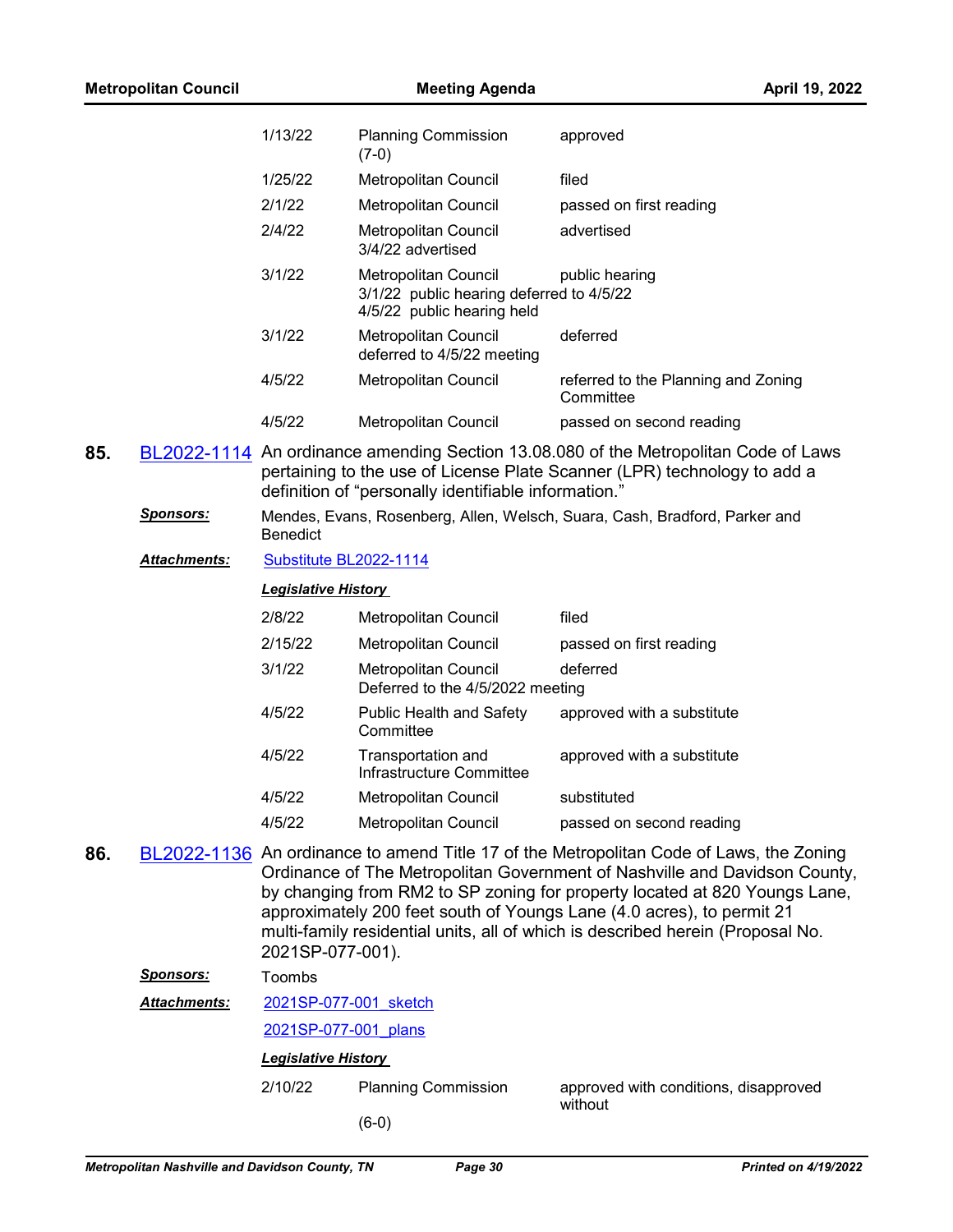| | | |
|---|---|---|
| 1/13/22 | Planning Commission (7-0) | approved |
| 1/25/22 | Metropolitan Council | filed |
| 2/1/22 | Metropolitan Council | passed on first reading |
| 2/4/22 | Metropolitan Council 3/4/22 advertised | advertised |
| 3/1/22 | Metropolitan Council 3/1/22 public hearing deferred to 4/5/22 4/5/22 public hearing held | public hearing |
| 3/1/22 | Metropolitan Council deferred to 4/5/22 meeting | deferred |
| 4/5/22 | Metropolitan Council | referred to the Planning and Zoning Committee |
| 4/5/22 | Metropolitan Council | passed on second reading |

**85.** BL2022-1114 An ordinance amending Section 13.08.080 of the Metropolitan Code of Laws pertaining to the use of License Plate Scanner (LPR) technology to add a definition of "personally identifiable information."

***Sponsors:*** Mendes, Evans, Rosenberg, Allen, Welsch, Suara, Cash, Bradford, Parker and Benedict

***Attachments:*** Substitute BL2022-1114

***Legislative History***

| | | |
|---|---|---|
| 2/8/22 | Metropolitan Council | filed |
| 2/15/22 | Metropolitan Council | passed on first reading |
| 3/1/22 | Metropolitan Council Deferred to the 4/5/2022 meeting | deferred |
| 4/5/22 | Public Health and Safety Committee | approved with a substitute |
| 4/5/22 | Transportation and Infrastructure Committee | approved with a substitute |
| 4/5/22 | Metropolitan Council | substituted |
| 4/5/22 | Metropolitan Council | passed on second reading |

**86.** BL2022-1136 An ordinance to amend Title 17 of the Metropolitan Code of Laws, the Zoning Ordinance of The Metropolitan Government of Nashville and Davidson County, by changing from RM2 to SP zoning for property located at 820 Youngs Lane, approximately 200 feet south of Youngs Lane (4.0 acres), to permit 21 multi-family residential units, all of which is described herein (Proposal No. 2021SP-077-001).

***Sponsors:*** Toombs

***Attachments:*** 2021SP-077-001_sketch

2021SP-077-001_plans

***Legislative History***

| | | |
|---|---|---|
| 2/10/22 | Planning Commission (6-0) | approved with conditions, disapproved without |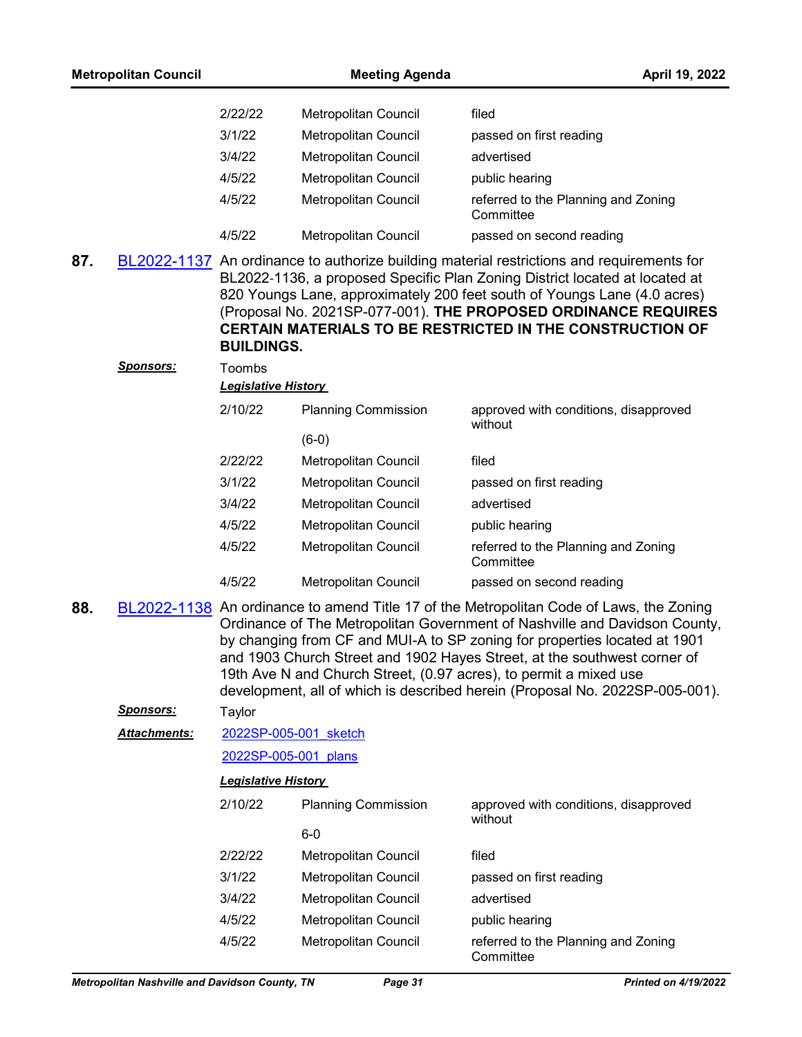| | | |
|---|---|---|
| 2/22/22 | Metropolitan Council | filed |
| 3/1/22 | Metropolitan Council | passed on first reading |
| 3/4/22 | Metropolitan Council | advertised |
| 4/5/22 | Metropolitan Council | public hearing |
| 4/5/22 | Metropolitan Council | referred to the Planning and Zoning Committee |
| 4/5/22 | Metropolitan Council | passed on second reading |

**87.** BL2022-1137 An ordinance to authorize building material restrictions and requirements for BL2022-1136, a proposed Specific Plan Zoning District located at located at 820 Youngs Lane, approximately 200 feet south of Youngs Lane (4.0 acres) (Proposal No. 2021SP-077-001). **THE PROPOSED ORDINANCE REQUIRES CERTAIN MATERIALS TO BE RESTRICTED IN THE CONSTRUCTION OF BUILDINGS.**

***Sponsors:*** Toombs

***Legislative History***

| | | |
|---|---|---|
| 2/10/22 | Planning Commission (6-0) | approved with conditions, disapproved without |
| 2/22/22 | Metropolitan Council | filed |
| 3/1/22 | Metropolitan Council | passed on first reading |
| 3/4/22 | Metropolitan Council | advertised |
| 4/5/22 | Metropolitan Council | public hearing |
| 4/5/22 | Metropolitan Council | referred to the Planning and Zoning Committee |
| 4/5/22 | Metropolitan Council | passed on second reading |

**88.** BL2022-1138 An ordinance to amend Title 17 of the Metropolitan Code of Laws, the Zoning Ordinance of The Metropolitan Government of Nashville and Davidson County, by changing from CF and MUI-A to SP zoning for properties located at 1901 and 1903 Church Street and 1902 Hayes Street, at the southwest corner of 19th Ave N and Church Street, (0.97 acres), to permit a mixed use development, all of which is described herein (Proposal No. 2022SP-005-001).

***Sponsors:*** Taylor

***Attachments:*** 2022SP-005-001_sketch

2022SP-005-001_plans

***Legislative History***

| | | |
|---|---|---|
| 2/10/22 | Planning Commission 6-0 | approved with conditions, disapproved without |
| 2/22/22 | Metropolitan Council | filed |
| 3/1/22 | Metropolitan Council | passed on first reading |
| 3/4/22 | Metropolitan Council | advertised |
| 4/5/22 | Metropolitan Council | public hearing |
| 4/5/22 | Metropolitan Council | referred to the Planning and Zoning Committee |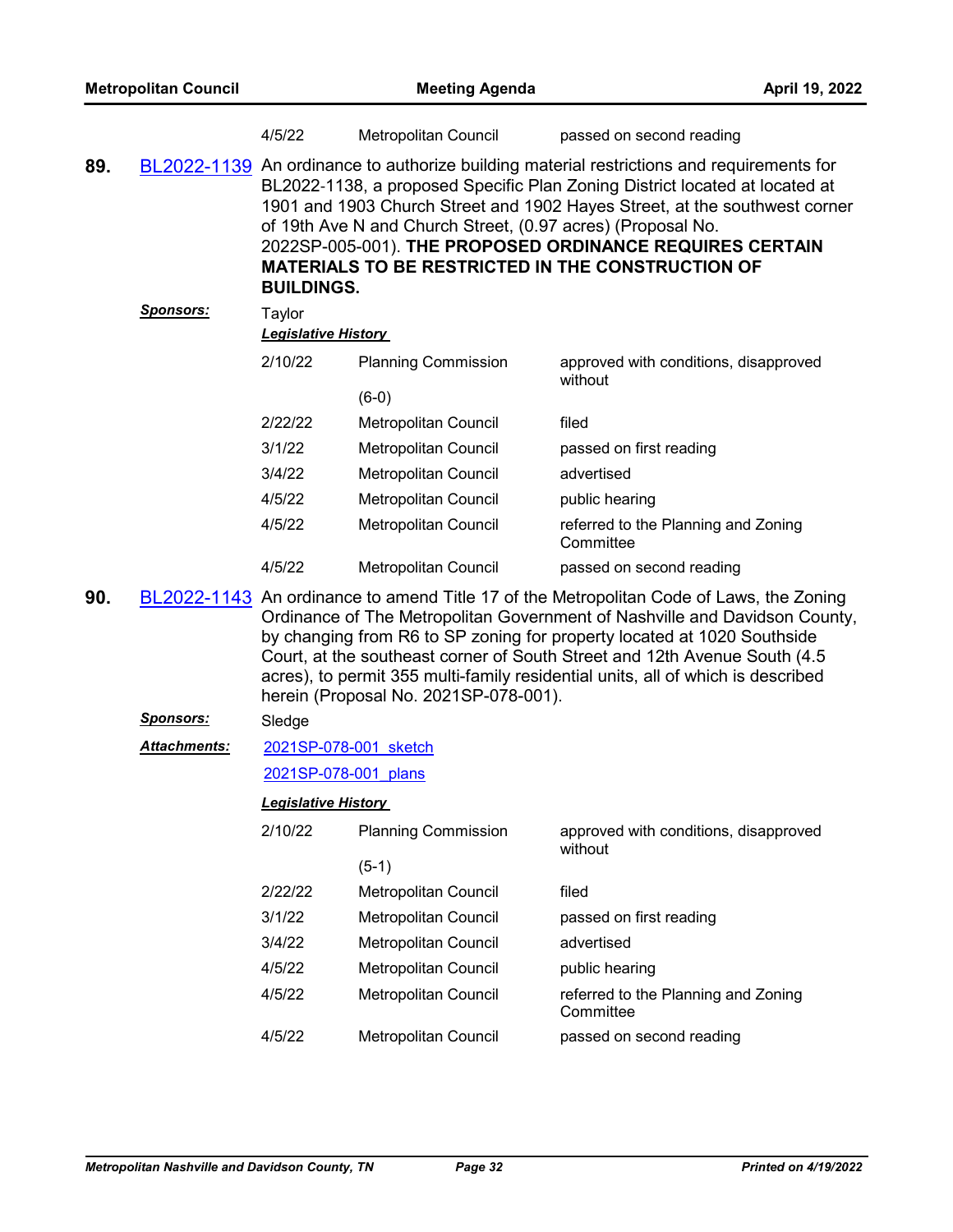| | | |
|---|---|---|
| 4/5/22 | Metropolitan Council | passed on second reading |

**89.** BL2022-1139 An ordinance to authorize building material restrictions and requirements for BL2022-1138, a proposed Specific Plan Zoning District located at located at 1901 and 1903 Church Street and 1902 Hayes Street, at the southwest corner of 19th Ave N and Church Street, (0.97 acres) (Proposal No. 2022SP-005-001). **THE PROPOSED ORDINANCE REQUIRES CERTAIN MATERIALS TO BE RESTRICTED IN THE CONSTRUCTION OF BUILDINGS.**

***Sponsors:*** Taylor

***Legislative History***

| | | |
|---|---|---|
| 2/10/22 | Planning Commission (6-0) | approved with conditions, disapproved without |
| 2/22/22 | Metropolitan Council | filed |
| 3/1/22 | Metropolitan Council | passed on first reading |
| 3/4/22 | Metropolitan Council | advertised |
| 4/5/22 | Metropolitan Council | public hearing |
| 4/5/22 | Metropolitan Council | referred to the Planning and Zoning Committee |
| 4/5/22 | Metropolitan Council | passed on second reading |

**90.** BL2022-1143 An ordinance to amend Title 17 of the Metropolitan Code of Laws, the Zoning Ordinance of The Metropolitan Government of Nashville and Davidson County, by changing from R6 to SP zoning for property located at 1020 Southside Court, at the southeast corner of South Street and 12th Avenue South (4.5 acres), to permit 355 multi-family residential units, all of which is described herein (Proposal No. 2021SP-078-001).

***Sponsors:*** Sledge

***Attachments:*** 2021SP-078-001_sketch

2021SP-078-001_plans

***Legislative History***

| | | |
|---|---|---|
| 2/10/22 | Planning Commission (5-1) | approved with conditions, disapproved without |
| 2/22/22 | Metropolitan Council | filed |
| 3/1/22 | Metropolitan Council | passed on first reading |
| 3/4/22 | Metropolitan Council | advertised |
| 4/5/22 | Metropolitan Council | public hearing |
| 4/5/22 | Metropolitan Council | referred to the Planning and Zoning Committee |
| 4/5/22 | Metropolitan Council | passed on second reading |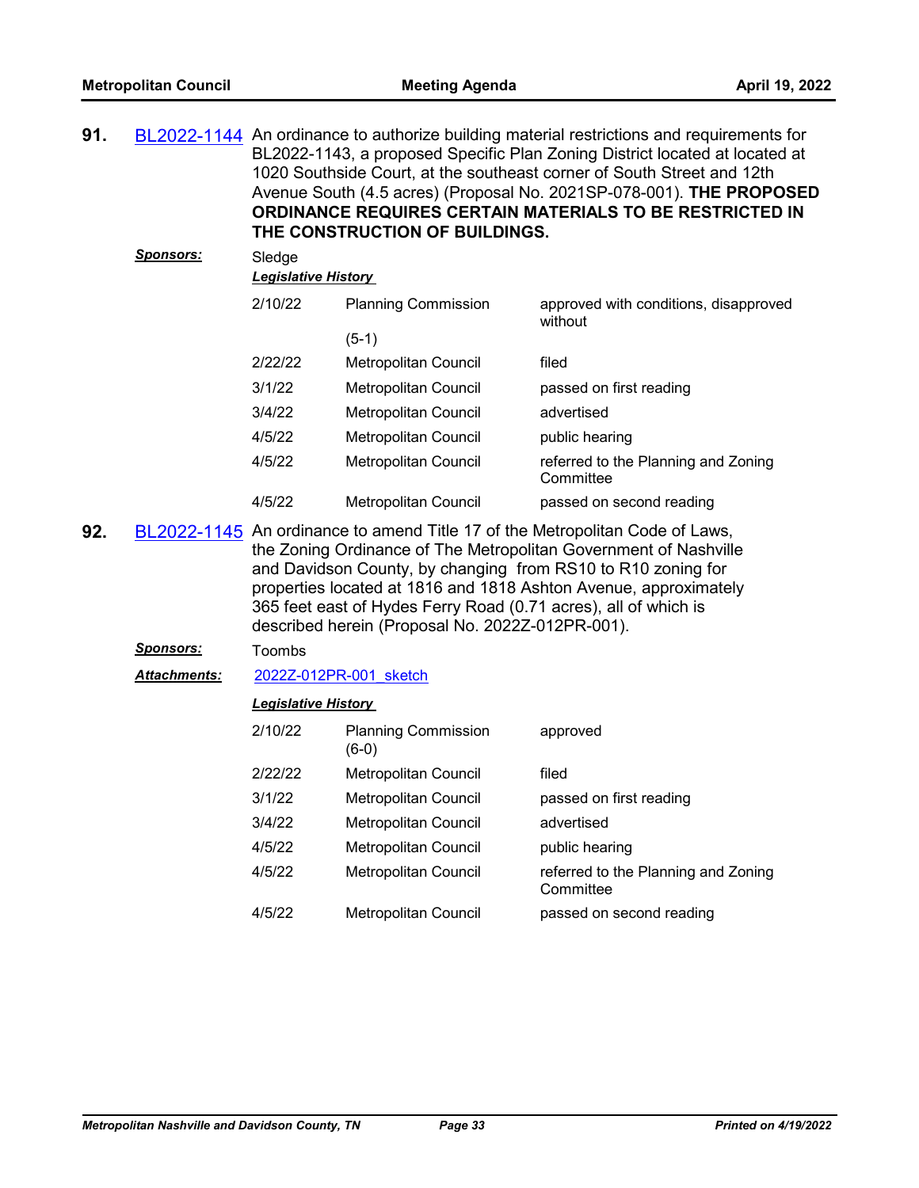**91.** BL2022-1144 An ordinance to authorize building material restrictions and requirements for BL2022-1143, a proposed Specific Plan Zoning District located at located at 1020 Southside Court, at the southeast corner of South Street and 12th Avenue South (4.5 acres) (Proposal No. 2021SP-078-001). **THE PROPOSED ORDINANCE REQUIRES CERTAIN MATERIALS TO BE RESTRICTED IN THE CONSTRUCTION OF BUILDINGS.**

***Sponsors:*** Sledge

***Legislative History***

| | | |
|---|---|---|
| 2/10/22 | Planning Commission (5-1) | approved with conditions, disapproved without |
| 2/22/22 | Metropolitan Council | filed |
| 3/1/22 | Metropolitan Council | passed on first reading |
| 3/4/22 | Metropolitan Council | advertised |
| 4/5/22 | Metropolitan Council | public hearing |
| 4/5/22 | Metropolitan Council | referred to the Planning and Zoning Committee |
| 4/5/22 | Metropolitan Council | passed on second reading |

**92.** BL2022-1145 An ordinance to amend Title 17 of the Metropolitan Code of Laws, the Zoning Ordinance of The Metropolitan Government of Nashville and Davidson County, by changing from RS10 to R10 zoning for properties located at 1816 and 1818 Ashton Avenue, approximately 365 feet east of Hydes Ferry Road (0.71 acres), all of which is described herein (Proposal No. 2022Z-012PR-001).

***Sponsors:*** Toombs

***Attachments:*** 2022Z-012PR-001_sketch

***Legislative History***

| | | |
|---|---|---|
| 2/10/22 | Planning Commission (6-0) | approved |
| 2/22/22 | Metropolitan Council | filed |
| 3/1/22 | Metropolitan Council | passed on first reading |
| 3/4/22 | Metropolitan Council | advertised |
| 4/5/22 | Metropolitan Council | public hearing |
| 4/5/22 | Metropolitan Council | referred to the Planning and Zoning Committee |
| 4/5/22 | Metropolitan Council | passed on second reading |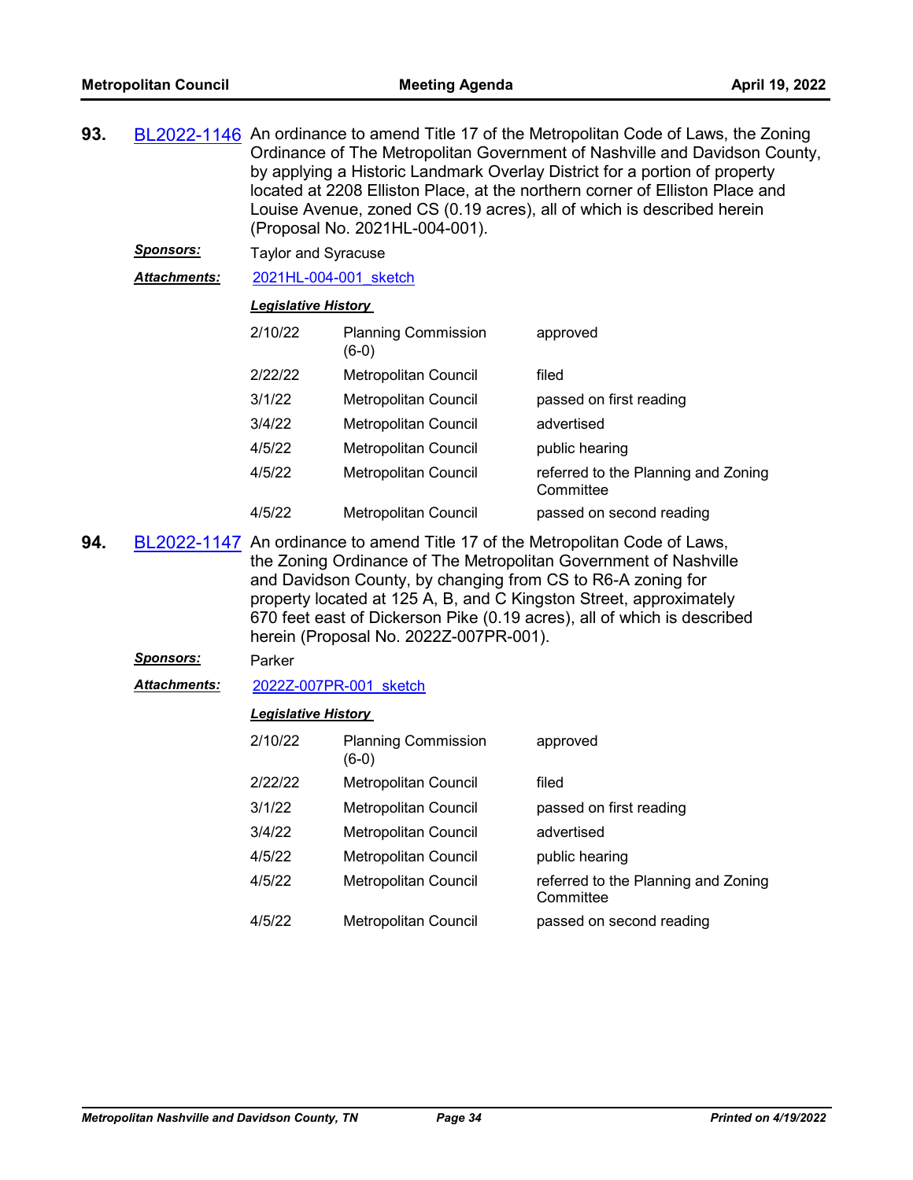**93.** BL2022-1146 An ordinance to amend Title 17 of the Metropolitan Code of Laws, the Zoning Ordinance of The Metropolitan Government of Nashville and Davidson County, by applying a Historic Landmark Overlay District for a portion of property located at 2208 Elliston Place, at the northern corner of Elliston Place and Louise Avenue, zoned CS (0.19 acres), all of which is described herein (Proposal No. 2021HL-004-001).

***Sponsors:*** Taylor and Syracuse

***Attachments:*** 2021HL-004-001_sketch

***Legislative History***

| | | |
|---|---|---|
| 2/10/22 | Planning Commission (6-0) | approved |
| 2/22/22 | Metropolitan Council | filed |
| 3/1/22 | Metropolitan Council | passed on first reading |
| 3/4/22 | Metropolitan Council | advertised |
| 4/5/22 | Metropolitan Council | public hearing |
| 4/5/22 | Metropolitan Council | referred to the Planning and Zoning Committee |
| 4/5/22 | Metropolitan Council | passed on second reading |

**94.** BL2022-1147 An ordinance to amend Title 17 of the Metropolitan Code of Laws, the Zoning Ordinance of The Metropolitan Government of Nashville and Davidson County, by changing from CS to R6-A zoning for property located at 125 A, B, and C Kingston Street, approximately 670 feet east of Dickerson Pike (0.19 acres), all of which is described herein (Proposal No. 2022Z-007PR-001).

***Sponsors:*** Parker

***Attachments:*** 2022Z-007PR-001_sketch

***Legislative History***

| | | |
|---|---|---|
| 2/10/22 | Planning Commission (6-0) | approved |
| 2/22/22 | Metropolitan Council | filed |
| 3/1/22 | Metropolitan Council | passed on first reading |
| 3/4/22 | Metropolitan Council | advertised |
| 4/5/22 | Metropolitan Council | public hearing |
| 4/5/22 | Metropolitan Council | referred to the Planning and Zoning Committee |
| 4/5/22 | Metropolitan Council | passed on second reading |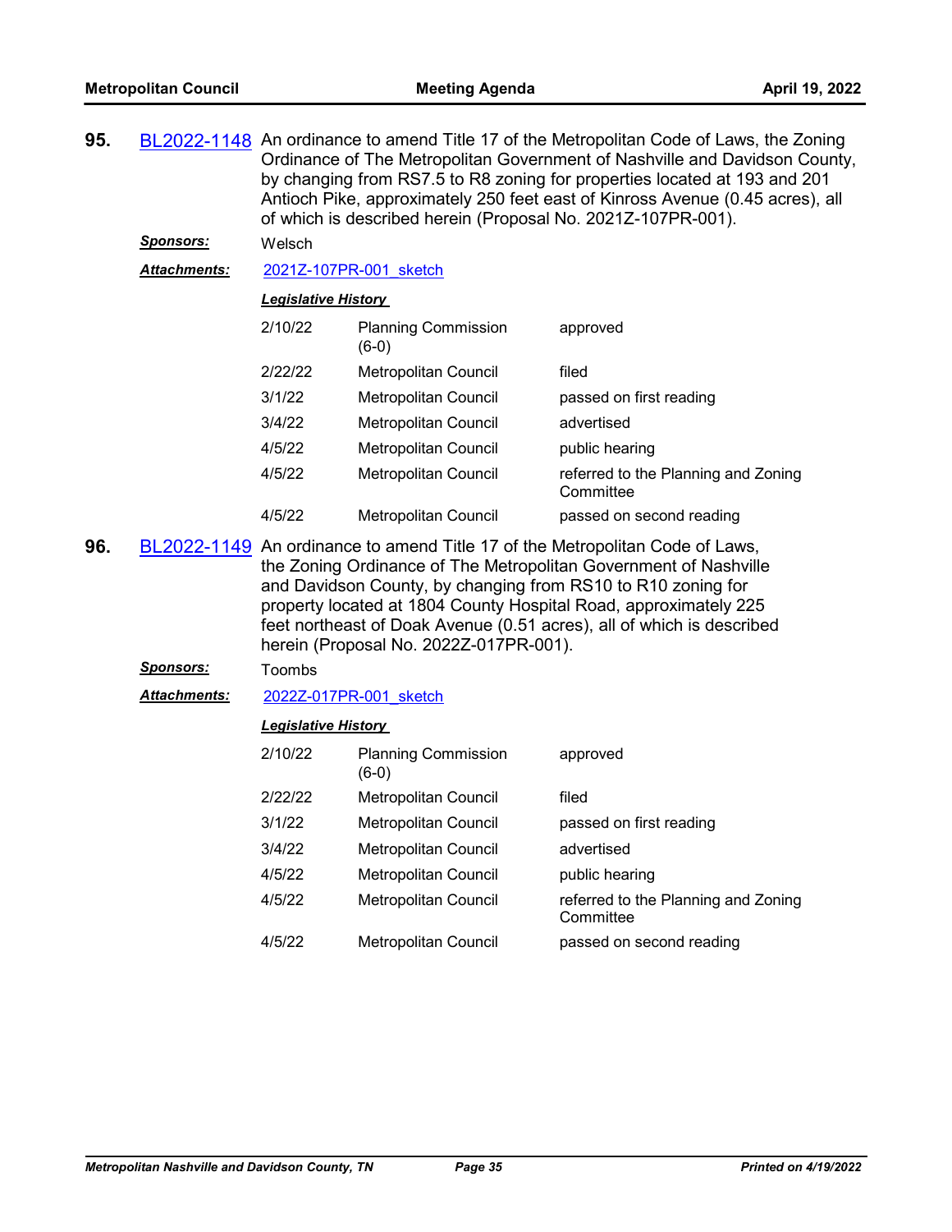**95.** BL2022-1148 An ordinance to amend Title 17 of the Metropolitan Code of Laws, the Zoning Ordinance of The Metropolitan Government of Nashville and Davidson County, by changing from RS7.5 to R8 zoning for properties located at 193 and 201 Antioch Pike, approximately 250 feet east of Kinross Avenue (0.45 acres), all of which is described herein (Proposal No. 2021Z-107PR-001).

***Sponsors:*** Welsch

***Attachments:*** 2021Z-107PR-001_sketch

***Legislative History***

| | | |
|---|---|---|
| 2/10/22 | Planning Commission (6-0) | approved |
| 2/22/22 | Metropolitan Council | filed |
| 3/1/22 | Metropolitan Council | passed on first reading |
| 3/4/22 | Metropolitan Council | advertised |
| 4/5/22 | Metropolitan Council | public hearing |
| 4/5/22 | Metropolitan Council | referred to the Planning and Zoning Committee |
| 4/5/22 | Metropolitan Council | passed on second reading |

**96.** BL2022-1149 An ordinance to amend Title 17 of the Metropolitan Code of Laws, the Zoning Ordinance of The Metropolitan Government of Nashville and Davidson County, by changing from RS10 to R10 zoning for property located at 1804 County Hospital Road, approximately 225 feet northeast of Doak Avenue (0.51 acres), all of which is described herein (Proposal No. 2022Z-017PR-001).

***Sponsors:*** Toombs

***Attachments:*** 2022Z-017PR-001_sketch

***Legislative History***

| | | |
|---|---|---|
| 2/10/22 | Planning Commission (6-0) | approved |
| 2/22/22 | Metropolitan Council | filed |
| 3/1/22 | Metropolitan Council | passed on first reading |
| 3/4/22 | Metropolitan Council | advertised |
| 4/5/22 | Metropolitan Council | public hearing |
| 4/5/22 | Metropolitan Council | referred to the Planning and Zoning Committee |
| 4/5/22 | Metropolitan Council | passed on second reading |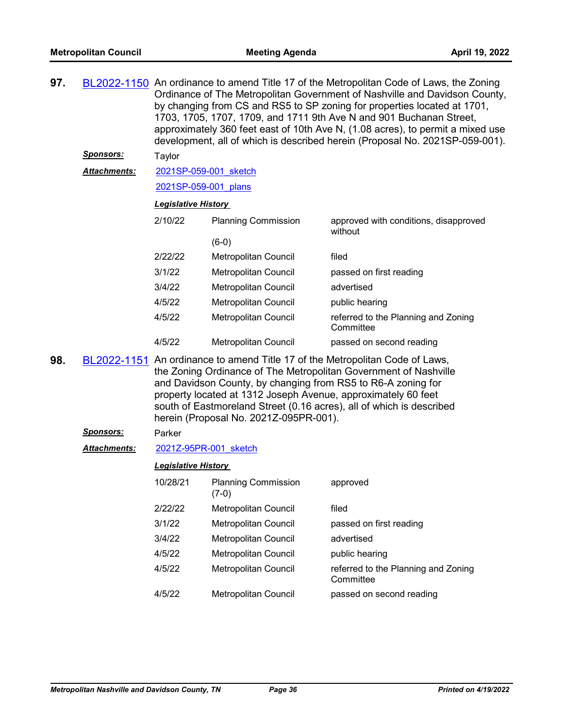**97.** BL2022-1150 An ordinance to amend Title 17 of the Metropolitan Code of Laws, the Zoning Ordinance of The Metropolitan Government of Nashville and Davidson County, by changing from CS and RS5 to SP zoning for properties located at 1701, 1703, 1705, 1707, 1709, and 1711 9th Ave N and 901 Buchanan Street, approximately 360 feet east of 10th Ave N, (1.08 acres), to permit a mixed use development, all of which is described herein (Proposal No. 2021SP-059-001).

***Sponsors:*** Taylor

***Attachments:*** 2021SP-059-001_sketch

2021SP-059-001_plans

***Legislative History***

| | | |
|---|---|---|
| 2/10/22 | Planning Commission (6-0) | approved with conditions, disapproved without |
| 2/22/22 | Metropolitan Council | filed |
| 3/1/22 | Metropolitan Council | passed on first reading |
| 3/4/22 | Metropolitan Council | advertised |
| 4/5/22 | Metropolitan Council | public hearing |
| 4/5/22 | Metropolitan Council | referred to the Planning and Zoning Committee |
| 4/5/22 | Metropolitan Council | passed on second reading |

**98.** BL2022-1151 An ordinance to amend Title 17 of the Metropolitan Code of Laws, the Zoning Ordinance of The Metropolitan Government of Nashville and Davidson County, by changing from RS5 to R6-A zoning for property located at 1312 Joseph Avenue, approximately 60 feet south of Eastmoreland Street (0.16 acres), all of which is described herein (Proposal No. 2021Z-095PR-001).

***Sponsors:*** Parker

***Attachments:*** 2021Z-95PR-001_sketch

***Legislative History***

| | | |
|---|---|---|
| 10/28/21 | Planning Commission (7-0) | approved |
| 2/22/22 | Metropolitan Council | filed |
| 3/1/22 | Metropolitan Council | passed on first reading |
| 3/4/22 | Metropolitan Council | advertised |
| 4/5/22 | Metropolitan Council | public hearing |
| 4/5/22 | Metropolitan Council | referred to the Planning and Zoning Committee |
| 4/5/22 | Metropolitan Council | passed on second reading |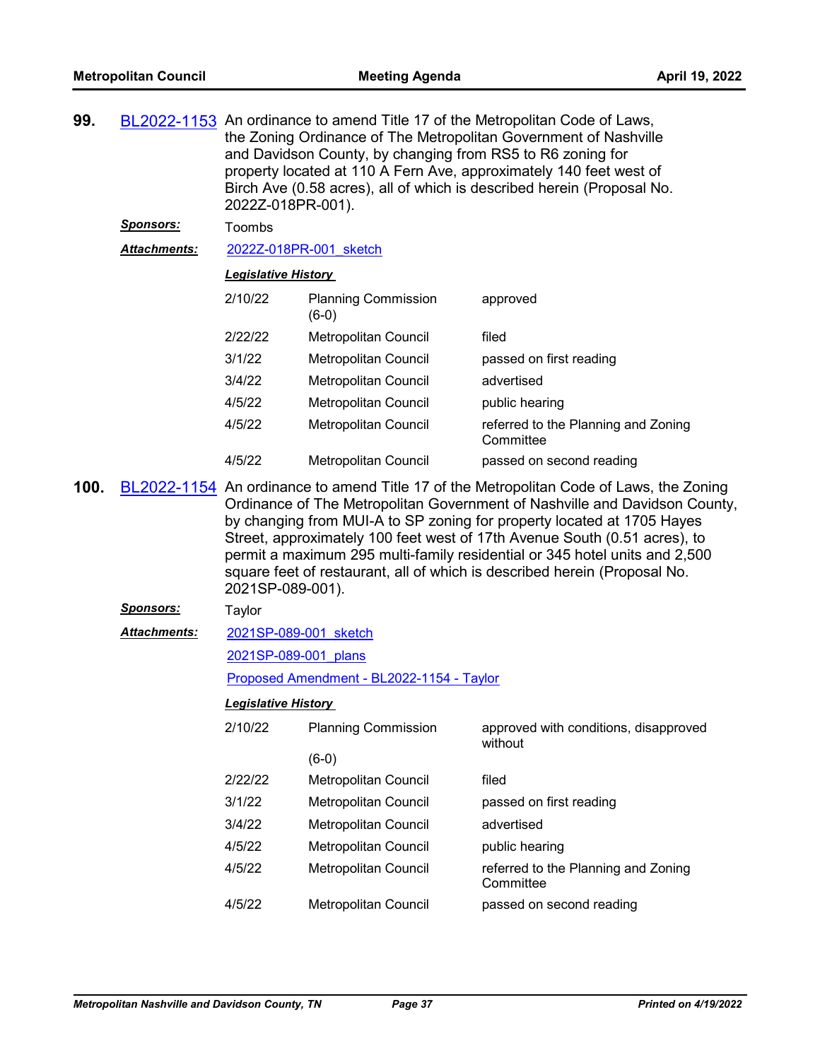**99.** BL2022-1153 An ordinance to amend Title 17 of the Metropolitan Code of Laws, the Zoning Ordinance of The Metropolitan Government of Nashville and Davidson County, by changing from RS5 to R6 zoning for property located at 110 A Fern Ave, approximately 140 feet west of Birch Ave (0.58 acres), all of which is described herein (Proposal No. 2022Z-018PR-001).

***Sponsors:*** Toombs

***Attachments:*** 2022Z-018PR-001_sketch

***Legislative History***

| | | |
|---|---|---|
| 2/10/22 | Planning Commission (6-0) | approved |
| 2/22/22 | Metropolitan Council | filed |
| 3/1/22 | Metropolitan Council | passed on first reading |
| 3/4/22 | Metropolitan Council | advertised |
| 4/5/22 | Metropolitan Council | public hearing |
| 4/5/22 | Metropolitan Council | referred to the Planning and Zoning Committee |
| 4/5/22 | Metropolitan Council | passed on second reading |

**100.** BL2022-1154 An ordinance to amend Title 17 of the Metropolitan Code of Laws, the Zoning Ordinance of The Metropolitan Government of Nashville and Davidson County, by changing from MUI-A to SP zoning for property located at 1705 Hayes Street, approximately 100 feet west of 17th Avenue South (0.51 acres), to permit a maximum 295 multi-family residential or 345 hotel units and 2,500 square feet of restaurant, all of which is described herein (Proposal No. 2021SP-089-001).

***Sponsors:*** Taylor

***Attachments:*** 2021SP-089-001_sketch

2021SP-089-001_plans

Proposed Amendment - BL2022-1154 - Taylor

***Legislative History***

| | | |
|---|---|---|
| 2/10/22 | Planning Commission (6-0) | approved with conditions, disapproved without |
| 2/22/22 | Metropolitan Council | filed |
| 3/1/22 | Metropolitan Council | passed on first reading |
| 3/4/22 | Metropolitan Council | advertised |
| 4/5/22 | Metropolitan Council | public hearing |
| 4/5/22 | Metropolitan Council | referred to the Planning and Zoning Committee |
| 4/5/22 | Metropolitan Council | passed on second reading |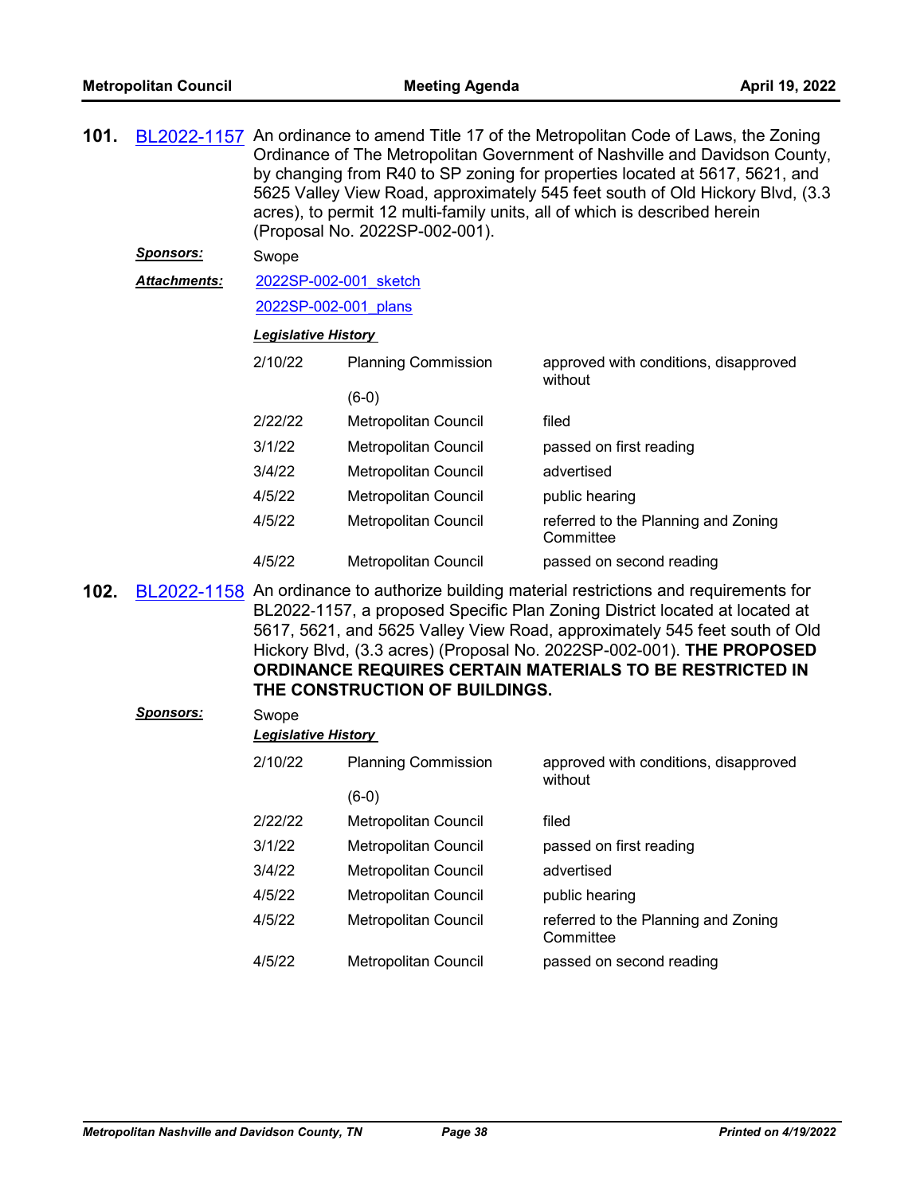**101.** BL2022-1157 An ordinance to amend Title 17 of the Metropolitan Code of Laws, the Zoning Ordinance of The Metropolitan Government of Nashville and Davidson County, by changing from R40 to SP zoning for properties located at 5617, 5621, and 5625 Valley View Road, approximately 545 feet south of Old Hickory Blvd, (3.3 acres), to permit 12 multi-family units, all of which is described herein (Proposal No. 2022SP-002-001).

***Sponsors:*** Swope

***Attachments:*** 2022SP-002-001_sketch

2022SP-002-001_plans

***Legislative History***

| | | |
|---|---|---|
| 2/10/22 | Planning Commission (6-0) | approved with conditions, disapproved without |
| 2/22/22 | Metropolitan Council | filed |
| 3/1/22 | Metropolitan Council | passed on first reading |
| 3/4/22 | Metropolitan Council | advertised |
| 4/5/22 | Metropolitan Council | public hearing |
| 4/5/22 | Metropolitan Council | referred to the Planning and Zoning Committee |
| 4/5/22 | Metropolitan Council | passed on second reading |

**102.** BL2022-1158 An ordinance to authorize building material restrictions and requirements for BL2022-1157, a proposed Specific Plan Zoning District located at located at 5617, 5621, and 5625 Valley View Road, approximately 545 feet south of Old Hickory Blvd, (3.3 acres) (Proposal No. 2022SP-002-001). **THE PROPOSED ORDINANCE REQUIRES CERTAIN MATERIALS TO BE RESTRICTED IN THE CONSTRUCTION OF BUILDINGS.**

***Sponsors:*** Swope

***Legislative History***

| | | |
|---|---|---|
| 2/10/22 | Planning Commission (6-0) | approved with conditions, disapproved without |
| 2/22/22 | Metropolitan Council | filed |
| 3/1/22 | Metropolitan Council | passed on first reading |
| 3/4/22 | Metropolitan Council | advertised |
| 4/5/22 | Metropolitan Council | public hearing |
| 4/5/22 | Metropolitan Council | referred to the Planning and Zoning Committee |
| 4/5/22 | Metropolitan Council | passed on second reading |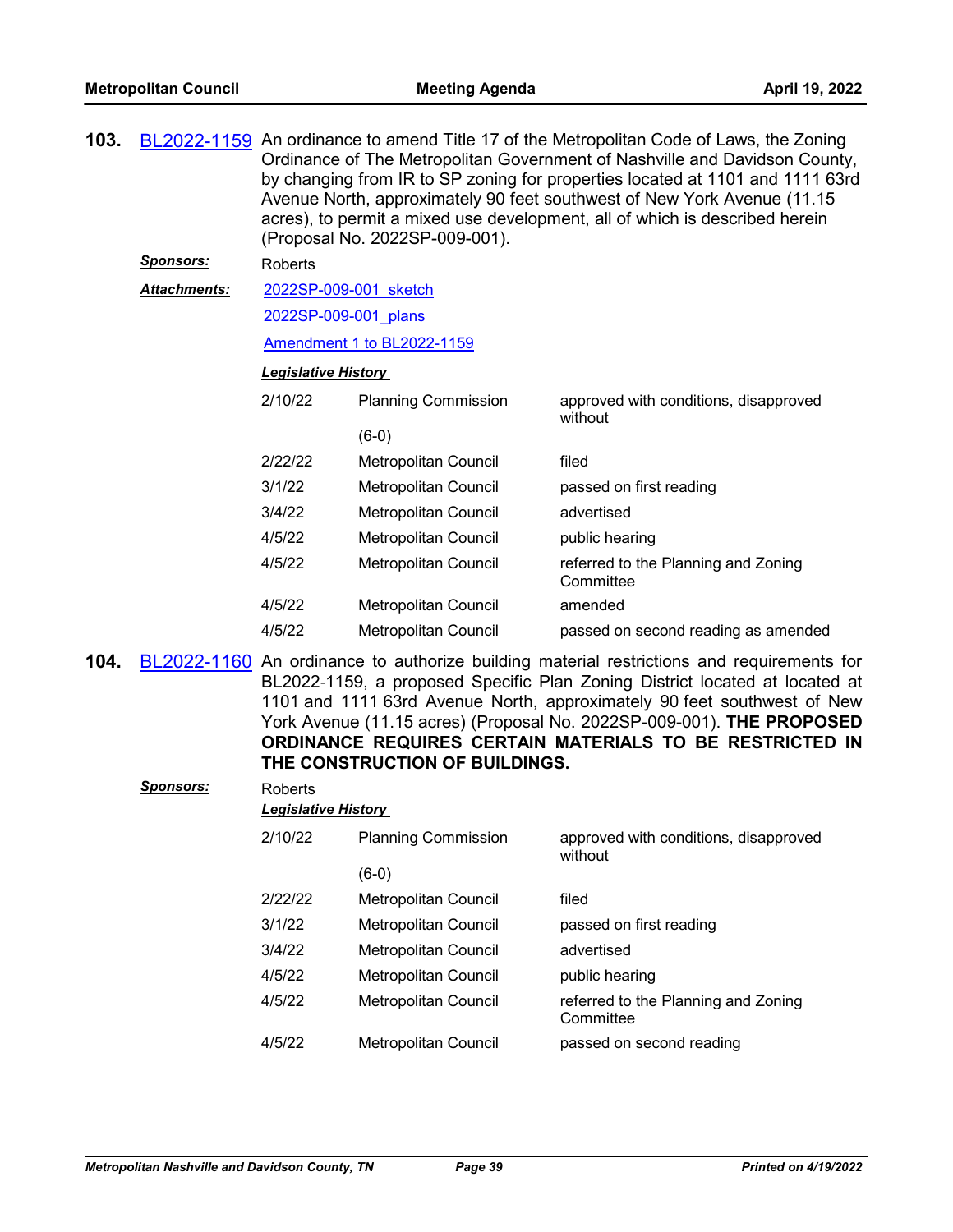**103.** BL2022-1159 An ordinance to amend Title 17 of the Metropolitan Code of Laws, the Zoning Ordinance of The Metropolitan Government of Nashville and Davidson County, by changing from IR to SP zoning for properties located at 1101 and 1111 63rd Avenue North, approximately 90 feet southwest of New York Avenue (11.15 acres), to permit a mixed use development, all of which is described herein (Proposal No. 2022SP-009-001).

***Sponsors:*** Roberts

***Attachments:*** 2022SP-009-001_sketch

2022SP-009-001_plans

Amendment 1 to BL2022-1159

***Legislative History***

| | | |
|---|---|---|
| 2/10/22 | Planning Commission (6-0) | approved with conditions, disapproved without |
| 2/22/22 | Metropolitan Council | filed |
| 3/1/22 | Metropolitan Council | passed on first reading |
| 3/4/22 | Metropolitan Council | advertised |
| 4/5/22 | Metropolitan Council | public hearing |
| 4/5/22 | Metropolitan Council | referred to the Planning and Zoning Committee |
| 4/5/22 | Metropolitan Council | amended |
| 4/5/22 | Metropolitan Council | passed on second reading as amended |

**104.** BL2022-1160 An ordinance to authorize building material restrictions and requirements for BL2022-1159, a proposed Specific Plan Zoning District located at located at 1101 and 1111 63rd Avenue North, approximately 90 feet southwest of New York Avenue (11.15 acres) (Proposal No. 2022SP-009-001). **THE PROPOSED ORDINANCE REQUIRES CERTAIN MATERIALS TO BE RESTRICTED IN THE CONSTRUCTION OF BUILDINGS.**

***Sponsors:*** Roberts

***Legislative History***

| | | |
|---|---|---|
| 2/10/22 | Planning Commission (6-0) | approved with conditions, disapproved without |
| 2/22/22 | Metropolitan Council | filed |
| 3/1/22 | Metropolitan Council | passed on first reading |
| 3/4/22 | Metropolitan Council | advertised |
| 4/5/22 | Metropolitan Council | public hearing |
| 4/5/22 | Metropolitan Council | referred to the Planning and Zoning Committee |
| 4/5/22 | Metropolitan Council | passed on second reading |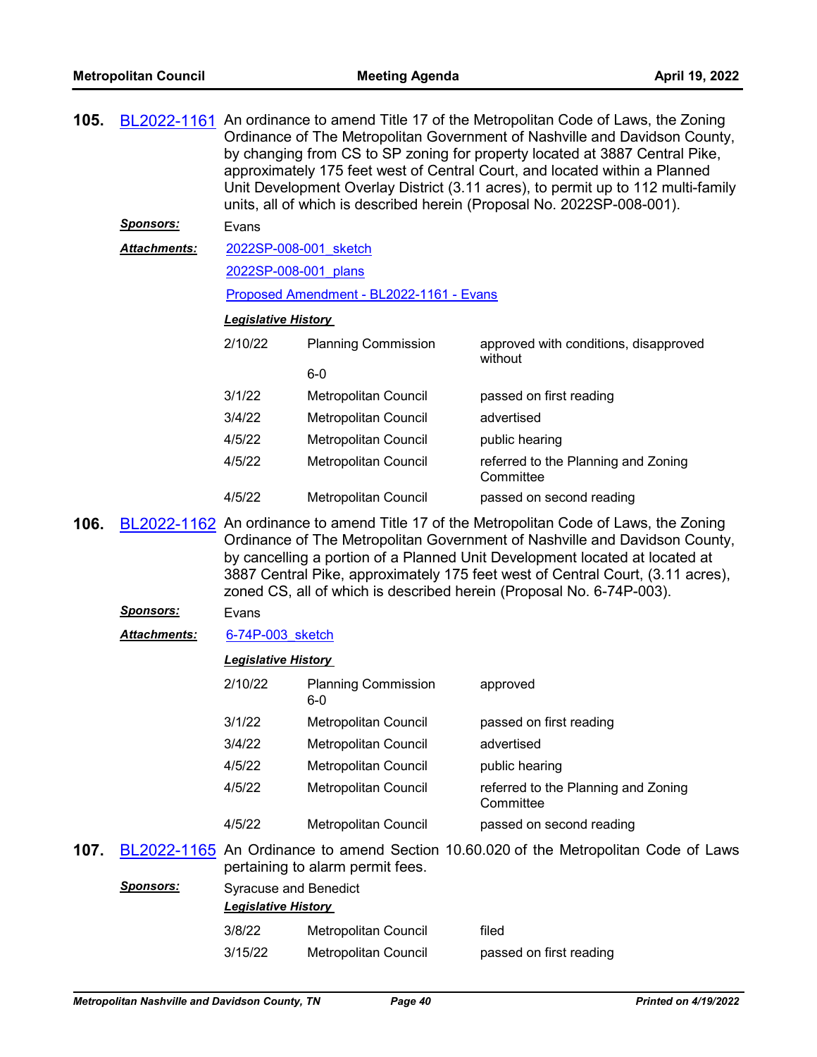**105.** BL2022-1161 An ordinance to amend Title 17 of the Metropolitan Code of Laws, the Zoning Ordinance of The Metropolitan Government of Nashville and Davidson County, by changing from CS to SP zoning for property located at 3887 Central Pike, approximately 175 feet west of Central Court, and located within a Planned Unit Development Overlay District (3.11 acres), to permit up to 112 multi-family units, all of which is described herein (Proposal No. 2022SP-008-001).

***Sponsors:*** Evans

***Attachments:*** 2022SP-008-001_sketch

2022SP-008-001_plans

Proposed Amendment - BL2022-1161 - Evans

***Legislative History***

| | | |
|---|---|---|
| 2/10/22 | Planning Commission 6-0 | approved with conditions, disapproved without |
| 3/1/22 | Metropolitan Council | passed on first reading |
| 3/4/22 | Metropolitan Council | advertised |
| 4/5/22 | Metropolitan Council | public hearing |
| 4/5/22 | Metropolitan Council | referred to the Planning and Zoning Committee |
| 4/5/22 | Metropolitan Council | passed on second reading |

**106.** BL2022-1162 An ordinance to amend Title 17 of the Metropolitan Code of Laws, the Zoning Ordinance of The Metropolitan Government of Nashville and Davidson County, by cancelling a portion of a Planned Unit Development located at located at 3887 Central Pike, approximately 175 feet west of Central Court, (3.11 acres), zoned CS, all of which is described herein (Proposal No. 6-74P-003).

***Sponsors:*** Evans

***Attachments:*** 6-74P-003_sketch

***Legislative History***

| | | |
|---|---|---|
| 2/10/22 | Planning Commission 6-0 | approved |
| 3/1/22 | Metropolitan Council | passed on first reading |
| 3/4/22 | Metropolitan Council | advertised |
| 4/5/22 | Metropolitan Council | public hearing |
| 4/5/22 | Metropolitan Council | referred to the Planning and Zoning Committee |
| 4/5/22 | Metropolitan Council | passed on second reading |

**107.** BL2022-1165 An Ordinance to amend Section 10.60.020 of the Metropolitan Code of Laws pertaining to alarm permit fees.

***Sponsors:*** Syracuse and Benedict

***Legislative History***

| | | |
|---|---|---|
| 3/8/22 | Metropolitan Council | filed |
| 3/15/22 | Metropolitan Council | passed on first reading |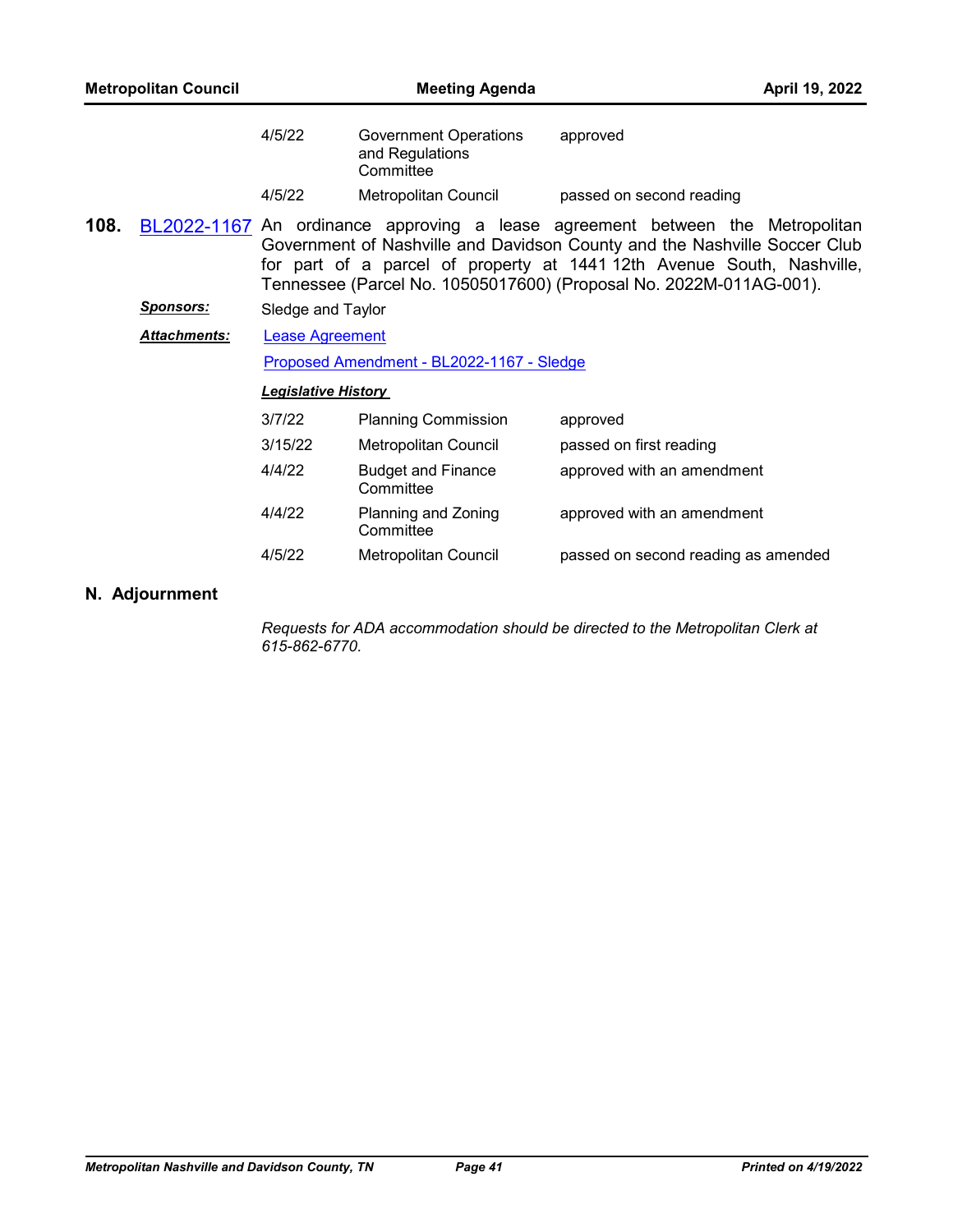| | | |
|---|---|---|
| 4/5/22 | Government Operations and Regulations Committee | approved |
| 4/5/22 | Metropolitan Council | passed on second reading |

**108.** BL2022-1167 An ordinance approving a lease agreement between the Metropolitan Government of Nashville and Davidson County and the Nashville Soccer Club for part of a parcel of property at 1441 12th Avenue South, Nashville, Tennessee (Parcel No. 10505017600) (Proposal No. 2022M-011AG-001).

***Sponsors:*** Sledge and Taylor

***Attachments:*** Lease Agreement

Proposed Amendment - BL2022-1167 - Sledge

***Legislative History***

| | | |
|---|---|---|
| 3/7/22 | Planning Commission | approved |
| 3/15/22 | Metropolitan Council | passed on first reading |
| 4/4/22 | Budget and Finance Committee | approved with an amendment |
| 4/4/22 | Planning and Zoning Committee | approved with an amendment |
| 4/5/22 | Metropolitan Council | passed on second reading as amended |

## N. Adjournment

*Requests for ADA accommodation should be directed to the Metropolitan Clerk at 615-862-6770.*